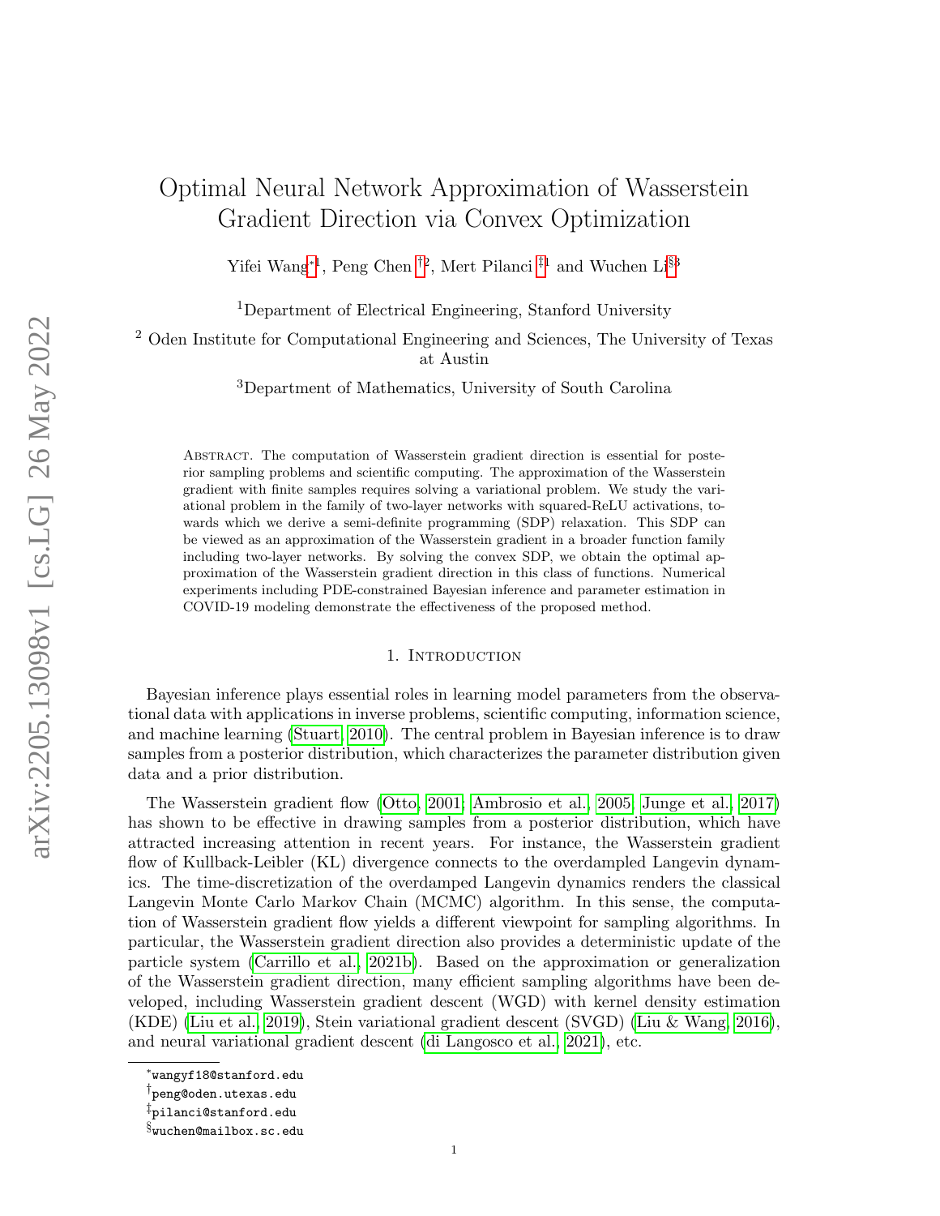# Optimal Neural Network Approximation of Wasserstein Gradient Direction via Convex Optimization

Yifei Wang[*1], Peng Chen [†2], Mert Pilanci [‡1] and Wuchen Li[§3]

[1]Department of Electrical Engineering, Stanford University

[2] Oden Institute for Computational Engineering and Sciences, The University of Texas at Austin

[3]Department of Mathematics, University of South Carolina

Abstract. The computation of Wasserstein gradient direction is essential for posterior sampling problems and scientific computing. The approximation of the Wasserstein gradient with finite samples requires solving a variational problem. We study the variational problem in the family of two-layer networks with squared-ReLU activations, towards which we derive a semi-definite programming (SDP) relaxation. This SDP can be viewed as an approximation of the Wasserstein gradient in a broader function family including two-layer networks. By solving the convex SDP, we obtain the optimal approximation of the Wasserstein gradient direction in this class of functions. Numerical experiments including PDE-constrained Bayesian inference and parameter estimation in COVID-19 modeling demonstrate the effectiveness of the proposed method.

## 1. Introduction

Bayesian inference plays essential roles in learning model parameters from the observational data with applications in inverse problems, scientific computing, information science, and machine learning (Stuart, 2010). The central problem in Bayesian inference is to draw samples from a posterior distribution, which characterizes the parameter distribution given data and a prior distribution.

The Wasserstein gradient flow (Otto, 2001; Ambrosio et al., 2005; Junge et al., 2017) has shown to be effective in drawing samples from a posterior distribution, which have attracted increasing attention in recent years. For instance, the Wasserstein gradient flow of Kullback-Leibler (KL) divergence connects to the overdampled Langevin dynamics. The time-discretization of the overdamped Langevin dynamics renders the classical Langevin Monte Carlo Markov Chain (MCMC) algorithm. In this sense, the computation of Wasserstein gradient flow yields a different viewpoint for sampling algorithms. In particular, the Wasserstein gradient direction also provides a deterministic update of the particle system (Carrillo et al., 2021b). Based on the approximation or generalization of the Wasserstein gradient direction, many efficient sampling algorithms have been developed, including Wasserstein gradient descent (WGD) with kernel density estimation (KDE) (Liu et al., 2019), Stein variational gradient descent (SVGD) (Liu & Wang, 2016), and neural variational gradient descent (di Langosco et al., 2021), etc.

[*]wangyf18@stanford.edu

[†]peng@oden.utexas.edu

[‡]pilanci@stanford.edu

[§]wuchen@mailbox.sc.edu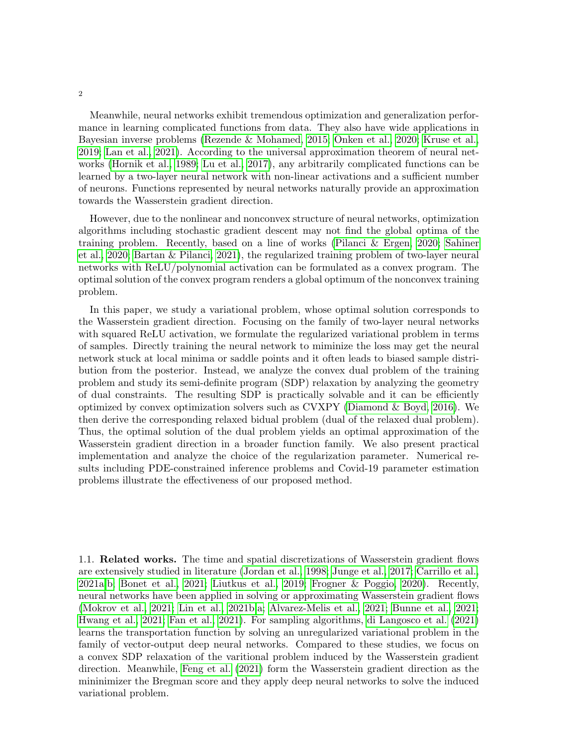Meanwhile, neural networks exhibit tremendous optimization and generalization performance in learning complicated functions from data. They also have wide applications in Bayesian inverse problems (Rezende & Mohamed, 2015; Onken et al., 2020; Kruse et al., 2019; Lan et al., 2021). According to the universal approximation theorem of neural networks (Hornik et al., 1989; Lu et al., 2017), any arbitrarily complicated functions can be learned by a two-layer neural network with non-linear activations and a sufficient number of neurons. Functions represented by neural networks naturally provide an approximation towards the Wasserstein gradient direction.

However, due to the nonlinear and nonconvex structure of neural networks, optimization algorithms including stochastic gradient descent may not find the global optima of the training problem. Recently, based on a line of works (Pilanci & Ergen, 2020; Sahiner et al., 2020; Bartan & Pilanci, 2021), the regularized training problem of two-layer neural networks with ReLU/polynomial activation can be formulated as a convex program. The optimal solution of the convex program renders a global optimum of the nonconvex training problem.

In this paper, we study a variational problem, whose optimal solution corresponds to the Wasserstein gradient direction. Focusing on the family of two-layer neural networks with squared ReLU activation, we formulate the regularized variational problem in terms of samples. Directly training the neural network to miminize the loss may get the neural network stuck at local minima or saddle points and it often leads to biased sample distribution from the posterior. Instead, we analyze the convex dual problem of the training problem and study its semi-definite program (SDP) relaxation by analyzing the geometry of dual constraints. The resulting SDP is practically solvable and it can be efficiently optimized by convex optimization solvers such as CVXPY (Diamond & Boyd, 2016). We then derive the corresponding relaxed bidual problem (dual of the relaxed dual problem). Thus, the optimal solution of the dual problem yields an optimal approximation of the Wasserstein gradient direction in a broader function family. We also present practical implementation and analyze the choice of the regularization parameter. Numerical results including PDE-constrained inference problems and Covid-19 parameter estimation problems illustrate the effectiveness of our proposed method.

1.1. **Related works.** The time and spatial discretizations of Wasserstein gradient flows are extensively studied in literature (Jordan et al., 1998; Junge et al., 2017; Carrillo et al., 2021a,b; Bonet et al., 2021; Liutkus et al., 2019; Frogner & Poggio, 2020). Recently, neural networks have been applied in solving or approximating Wasserstein gradient flows (Mokrov et al., 2021; Lin et al., 2021b,a; Alvarez-Melis et al., 2021; Bunne et al., 2021; Hwang et al., 2021; Fan et al., 2021). For sampling algorithms, di Langosco et al. (2021) learns the transportation function by solving an unregularized variational problem in the family of vector-output deep neural networks. Compared to these studies, we focus on a convex SDP relaxation of the varitional problem induced by the Wasserstein gradient direction. Meanwhile, Feng et al. (2021) form the Wasserstein gradient direction as the mininimizer the Bregman score and they apply deep neural networks to solve the induced variational problem.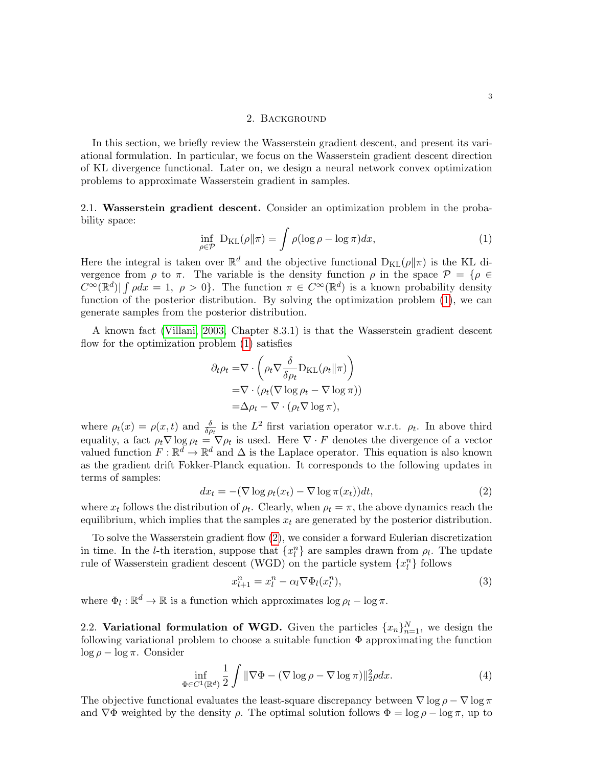## 2. Background

In this section, we briefly review the Wasserstein gradient descent, and present its variational formulation. In particular, we focus on the Wasserstein gradient descent direction of KL divergence functional. Later on, we design a neural network convex optimization problems to approximate Wasserstein gradient in samples.

### 2.1. Wasserstein gradient descent.

Consider an optimization problem in the probability space:

$$\inf_{\rho \in \mathcal{P}} \mathrm{D}_{\mathrm{KL}}(\rho \| \pi) = \int \rho(\log \rho - \log \pi) dx, \tag{1}$$

Here the integral is taken over $\mathbb{R}^d$ and the objective functional $\mathrm{D}_{\mathrm{KL}}(\rho\|\pi)$ is the KL divergence from $\rho$ to $\pi$. The variable is the density function $\rho$ in the space $\mathcal{P} = \{\rho \in C^\infty(\mathbb{R}^d) | \int \rho dx = 1, \ \rho > 0\}$. The function $\pi \in C^\infty(\mathbb{R}^d)$ is a known probability density function of the posterior distribution. By solving the optimization problem (1), we can generate samples from the posterior distribution.

A known fact (Villani, 2003, Chapter 8.3.1) is that the Wasserstein gradient descent flow for the optimization problem (1) satisfies

$$\begin{aligned}
\partial_t \rho_t =& \nabla \cdot \left( \rho_t \nabla \frac{\delta}{\delta \rho_t} \mathrm{D}_{\mathrm{KL}}(\rho_t \| \pi) \right) \\
=& \nabla \cdot (\rho_t (\nabla \log \rho_t - \nabla \log \pi)) \\
=& \Delta \rho_t - \nabla \cdot (\rho_t \nabla \log \pi),
\end{aligned}$$

where $\rho_t(x) = \rho(x,t)$ and $\frac{\delta}{\delta \rho_t}$ is the $L^2$ first variation operator w.r.t. $\rho_t$. In above third equality, a fact $\rho_t \nabla \log \rho_t = \nabla \rho_t$ is used. Here $\nabla \cdot F$ denotes the divergence of a vector valued function $F : \mathbb{R}^d \to \mathbb{R}^d$ and $\Delta$ is the Laplace operator. This equation is also known as the gradient drift Fokker-Planck equation. It corresponds to the following updates in terms of samples:

$$dx_t = -(\nabla \log \rho_t(x_t) - \nabla \log \pi(x_t)) dt, \tag{2}$$

where $x_t$ follows the distribution of $\rho_t$. Clearly, when $\rho_t = \pi$, the above dynamics reach the equilibrium, which implies that the samples $x_t$ are generated by the posterior distribution.

To solve the Wasserstein gradient flow (2), we consider a forward Eulerian discretization in time. In the $l$-th iteration, suppose that $\{x_l^n\}$ are samples drawn from $\rho_l$. The update rule of Wasserstein gradient descent (WGD) on the particle system $\{x_l^n\}$ follows

$$x_{l+1}^n = x_l^n - \alpha_l \nabla \Phi_l(x_l^n), \tag{3}$$

where $\Phi_l : \mathbb{R}^d \to \mathbb{R}$ is a function which approximates $\log \rho_l - \log \pi$.

### 2.2. Variational formulation of WGD.

Given the particles $\{x_n\}_{n=1}^N$, we design the following variational problem to choose a suitable function $\Phi$ approximating the function $\log \rho - \log \pi$. Consider

$$\inf_{\Phi \in C^1(\mathbb{R}^d)} \frac{1}{2} \int \| \nabla \Phi - (\nabla \log \rho - \nabla \log \pi) \|_2^2 \rho dx. \tag{4}$$

The objective functional evaluates the least-square discrepancy between $\nabla \log \rho - \nabla \log \pi$ and $\nabla \Phi$ weighted by the density $\rho$. The optimal solution follows $\Phi = \log \rho - \log \pi$, up to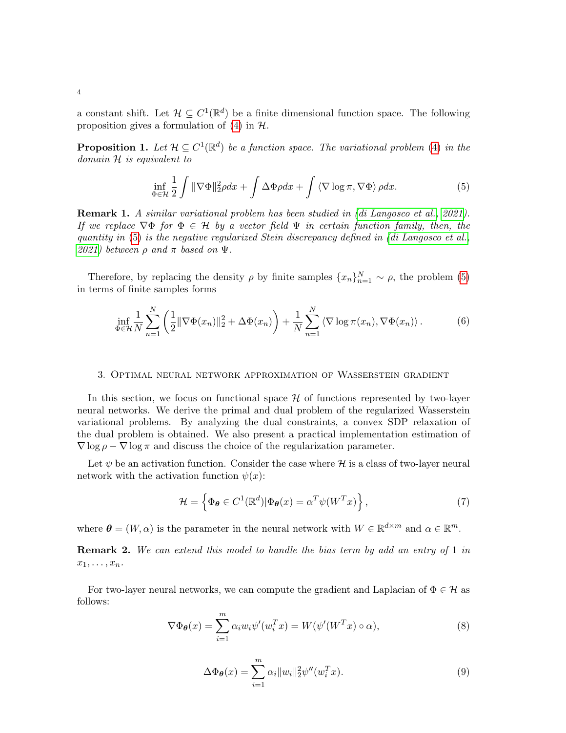a constant shift. Let $\mathcal{H} \subseteq C^1(\mathbb{R}^d)$ be a finite dimensional function space. The following proposition gives a formulation of (4) in $\mathcal{H}$.

**Proposition 1.** *Let $\mathcal{H} \subseteq C^1(\mathbb{R}^d)$ be a function space. The variational problem (4) in the domain $\mathcal{H}$ is equivalent to*

$$\inf_{\Phi \in \mathcal{H}} \frac{1}{2} \int \|\nabla \Phi\|_2^2 \rho dx + \int \Delta \Phi \rho dx + \int \langle \nabla \log \pi, \nabla \Phi \rangle \rho dx. \tag{5}$$

**Remark 1.** *A similar variational problem has been studied in (di Langosco et al., 2021). If we replace $\nabla \Phi$ for $\Phi \in \mathcal{H}$ by a vector field $\Psi$ in certain function family, then, the quantity in (5) is the negative regularized Stein discrepancy defined in (di Langosco et al., 2021) between $\rho$ and $\pi$ based on $\Psi$.*

Therefore, by replacing the density $\rho$ by finite samples $\{x_n\}_{n=1}^N \sim \rho$, the problem (5) in terms of finite samples forms

$$\inf_{\Phi \in \mathcal{H}} \frac{1}{N} \sum_{n=1}^N \left( \frac{1}{2} \|\nabla \Phi(x_n)\|_2^2 + \Delta \Phi(x_n) \right) + \frac{1}{N} \sum_{n=1}^N \langle \nabla \log \pi(x_n), \nabla \Phi(x_n) \rangle . \tag{6}$$

## 3. Optimal neural network approximation of Wasserstein gradient

In this section, we focus on functional space $\mathcal{H}$ of functions represented by two-layer neural networks. We derive the primal and dual problem of the regularized Wasserstein variational problems. By analyzing the dual constraints, a convex SDP relaxation of the dual problem is obtained. We also present a practical implementation estimation of $\nabla \log \rho - \nabla \log \pi$ and discuss the choice of the regularization parameter.

Let $\psi$ be an activation function. Consider the case where $\mathcal{H}$ is a class of two-layer neural network with the activation function $\psi(x)$:

$$\mathcal{H} = \left\{ \Phi_{\boldsymbol{\theta}} \in C^1(\mathbb{R}^d) | \Phi_{\boldsymbol{\theta}}(x) = \alpha^T \psi(W^T x) \right\}, \tag{7}$$

where $\boldsymbol{\theta} = (W, \alpha)$ is the parameter in the neural network with $W \in \mathbb{R}^{d \times m}$ and $\alpha \in \mathbb{R}^m$.

**Remark 2.** *We can extend this model to handle the bias term by add an entry of 1 in $x_1, \ldots, x_n$.*

For two-layer neural networks, we can compute the gradient and Laplacian of $\Phi \in \mathcal{H}$ as follows:

$$\nabla \Phi_{\boldsymbol{\theta}}(x) = \sum_{i=1}^m \alpha_i w_i \psi'(w_i^T x) = W(\psi'(W^T x) \circ \alpha), \tag{8}$$

$$\Delta \Phi_{\boldsymbol{\theta}}(x) = \sum_{i=1}^m \alpha_i \|w_i\|_2^2 \psi''(w_i^T x). \tag{9}$$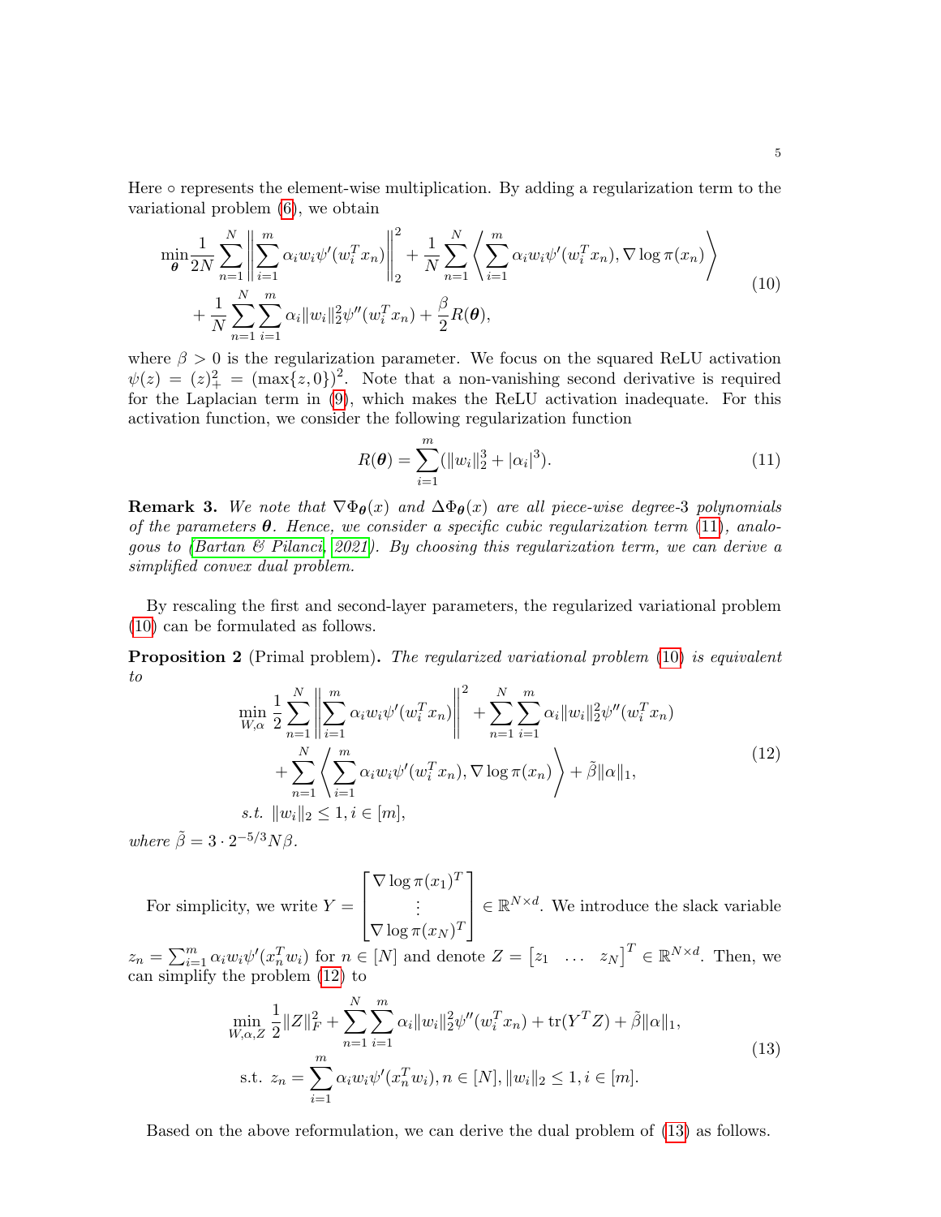Here $\circ$ represents the element-wise multiplication. By adding a regularization term to the variational problem (6), we obtain

$$
\begin{aligned}
\min_{\boldsymbol{\theta}} \frac{1}{2N} \sum_{n=1}^{N} \left\| \sum_{i=1}^{m} \alpha_i w_i \psi'(w_i^T x_n) \right\|_2^2 &+ \frac{1}{N} \sum_{n=1}^{N} \left\langle \sum_{i=1}^{m} \alpha_i w_i \psi'(w_i^T x_n), \nabla \log \pi(x_n) \right\rangle \\
&+ \frac{1}{N} \sum_{n=1}^{N} \sum_{i=1}^{m} \alpha_i \|w_i\|_2^2 \psi''(w_i^T x_n) + \frac{\beta}{2} R(\boldsymbol{\theta}),
\end{aligned} \tag{10}
$$

where $\beta > 0$ is the regularization parameter. We focus on the squared ReLU activation $\psi(z) = (z)_+^2 = (\max\{z, 0\})^2$. Note that a non-vanishing second derivative is required for the Laplacian term in (9), which makes the ReLU activation inadequate. For this activation function, we consider the following regularization function

$$
R(\boldsymbol{\theta}) = \sum_{i=1}^{m} (\|w_i\|_2^3 + |\alpha_i|^3). \tag{11}
$$

**Remark 3.** *We note that $\nabla \Phi_{\boldsymbol{\theta}}(x)$ and $\Delta \Phi_{\boldsymbol{\theta}}(x)$ are all piece-wise degree-3 polynomials of the parameters $\boldsymbol{\theta}$. Hence, we consider a specific cubic regularization term (11), analogous to (Bartan & Pilanci, 2021). By choosing this regularization term, we can derive a simplified convex dual problem.*

By rescaling the first and second-layer parameters, the regularized variational problem (10) can be formulated as follows.

**Proposition 2** (Primal problem)**.** *The regularized variational problem (10) is equivalent to*

$$
\begin{aligned}
\min_{W, \alpha} \; & \frac{1}{2} \sum_{n=1}^{N} \left\| \sum_{i=1}^{m} \alpha_i w_i \psi'(w_i^T x_n) \right\|^2 + \sum_{n=1}^{N} \sum_{i=1}^{m} \alpha_i \|w_i\|_2^2 \psi''(w_i^T x_n) \\
& + \sum_{n=1}^{N} \left\langle \sum_{i=1}^{m} \alpha_i w_i \psi'(w_i^T x_n), \nabla \log \pi(x_n) \right\rangle + \tilde{\beta} \|\alpha\|_1, \\
\text{s.t. } & \|w_i\|_2 \leq 1, i \in [m],
\end{aligned} \tag{12}
$$

*where $\tilde{\beta} = 3 \cdot 2^{-5/3} N \beta$.*

For simplicity, we write $Y = \begin{bmatrix} \nabla \log \pi(x_1)^T \\ \vdots \\ \nabla \log \pi(x_N)^T \end{bmatrix} \in \mathbb{R}^{N \times d}$. We introduce the slack variable $z_n = \sum_{i=1}^{m} \alpha_i w_i \psi'(x_n^T w_i)$ for $n \in [N]$ and denote $Z = \begin{bmatrix} z_1 & \dots & z_N \end{bmatrix}^T \in \mathbb{R}^{N \times d}$. Then, we can simplify the problem (12) to

$$
\begin{aligned}
\min_{W, \alpha, Z} \; & \frac{1}{2} \|Z\|_F^2 + \sum_{n=1}^{N} \sum_{i=1}^{m} \alpha_i \|w_i\|_2^2 \psi''(w_i^T x_n) + \operatorname{tr}(Y^T Z) + \tilde{\beta} \|\alpha\|_1, \\
\text{s.t. } & z_n = \sum_{i=1}^{m} \alpha_i w_i \psi'(x_n^T w_i), n \in [N], \|w_i\|_2 \leq 1, i \in [m].
\end{aligned} \tag{13}
$$

Based on the above reformulation, we can derive the dual problem of (13) as follows.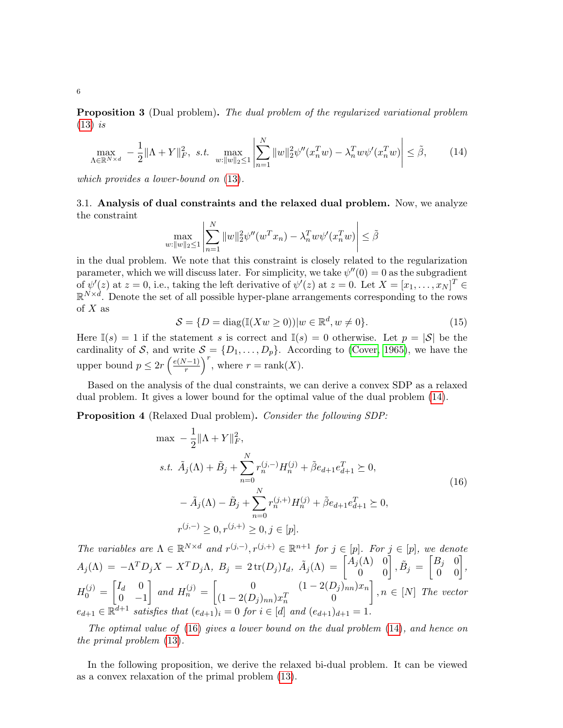**Proposition 3** (Dual problem)**.** *The dual problem of the regularized variational problem* (13) *is*

$$\max_{\Lambda\in\mathbb{R}^{N\times d}} -\frac{1}{2}\|\Lambda+Y\|_F^2,\ \text{s.t.}\ \max_{w:\|w\|_2\leq 1}\left|\sum_{n=1}^N \|w\|_2^2\psi''(x_n^Tw)-\lambda_n^Tw\psi'(x_n^Tw)\right|\leq\tilde{\beta},\tag{14}$$

*which provides a lower-bound on* (13)*.*

## 3.1. Analysis of dual constraints and the relaxed dual problem.

Now, we analyze the constraint

$$\max_{w:\|w\|_2\leq 1}\left|\sum_{n=1}^N \|w\|_2^2\psi''(w^Tx_n)-\lambda_n^Tw\psi'(x_n^Tw)\right|\leq\tilde{\beta}$$

in the dual problem. We note that this constraint is closely related to the regularization parameter, which we will discuss later. For simplicity, we take $\psi''(0)=0$ as the subgradient of $\psi'(z)$ at $z=0$, i.e., taking the left derivative of $\psi'(z)$ at $z=0$. Let $X=[x_1,\dots,x_N]^T\in\mathbb{R}^{N\times d}$. Denote the set of all possible hyper-plane arrangements corresponding to the rows of $X$ as

$$\mathcal{S}=\{D=\operatorname{diag}(\mathbb{I}(Xw\geq 0))|w\in\mathbb{R}^d, w\neq 0\}.\tag{15}$$

Here $\mathbb{I}(s)=1$ if the statement $s$ is correct and $\mathbb{I}(s)=0$ otherwise. Let $p=|\mathcal{S}|$ be the cardinality of $\mathcal{S}$, and write $\mathcal{S}=\{D_1,\dots,D_p\}$. According to (Cover, 1965), we have the upper bound $p\leq 2r\left(\frac{e(N-1)}{r}\right)^r$, where $r=\operatorname{rank}(X)$.

Based on the analysis of the dual constraints, we can derive a convex SDP as a relaxed dual problem. It gives a lower bound for the optimal value of the dual problem (14).

**Proposition 4** (Relaxed Dual problem)**.** *Consider the following SDP:*

$$\begin{aligned}
&\max\ -\frac{1}{2}\|\Lambda+Y\|_F^2,\\
&\text{s.t.}\ \tilde{A}_j(\Lambda)+\tilde{B}_j+\sum_{n=0}^N r_n^{(j,-)}H_n^{(j)}+\tilde{\beta}e_{d+1}e_{d+1}^T\succeq 0,\\
&\quad -\tilde{A}_j(\Lambda)-\tilde{B}_j+\sum_{n=0}^N r_n^{(j,+)}H_n^{(j)}+\tilde{\beta}e_{d+1}e_{d+1}^T\succeq 0,\\
&\quad r^{(j,-)}\geq 0, r^{(j,+)}\geq 0, j\in[p].
\end{aligned}\tag{16}$$

*The variables are $\Lambda\in\mathbb{R}^{N\times d}$ and $r^{(j,-)},r^{(j,+)}\in\mathbb{R}^{n+1}$ for $j\in[p]$. For $j\in[p]$, we denote $A_j(\Lambda)=-\Lambda^TD_jX-X^TD_j\Lambda$, $B_j=2\operatorname{tr}(D_j)I_d$, $\tilde{A}_j(\Lambda)=\begin{bmatrix}A_j(\Lambda) & 0\\ 0 & 0\end{bmatrix}$, $\tilde{B}_j=\begin{bmatrix}B_j & 0\\ 0 & 0\end{bmatrix}$, $H_0^{(j)}=\begin{bmatrix}I_d & 0\\ 0 & -1\end{bmatrix}$ and $H_n^{(j)}=\begin{bmatrix}0 & (1-2(D_j)_{nn})x_n\\ (1-2(D_j)_{nn})x_n^T & 0\end{bmatrix}$, $n\in[N]$ The vector $e_{d+1}\in\mathbb{R}^{d+1}$ satisfies that $(e_{d+1})_i=0$ for $i\in[d]$ and $(e_{d+1})_{d+1}=1$.*

*The optimal value of* (16) *gives a lower bound on the dual problem* (14)*, and hence on the primal problem* (13)*.*

In the following proposition, we derive the relaxed bi-dual problem. It can be viewed as a convex relaxation of the primal problem (13).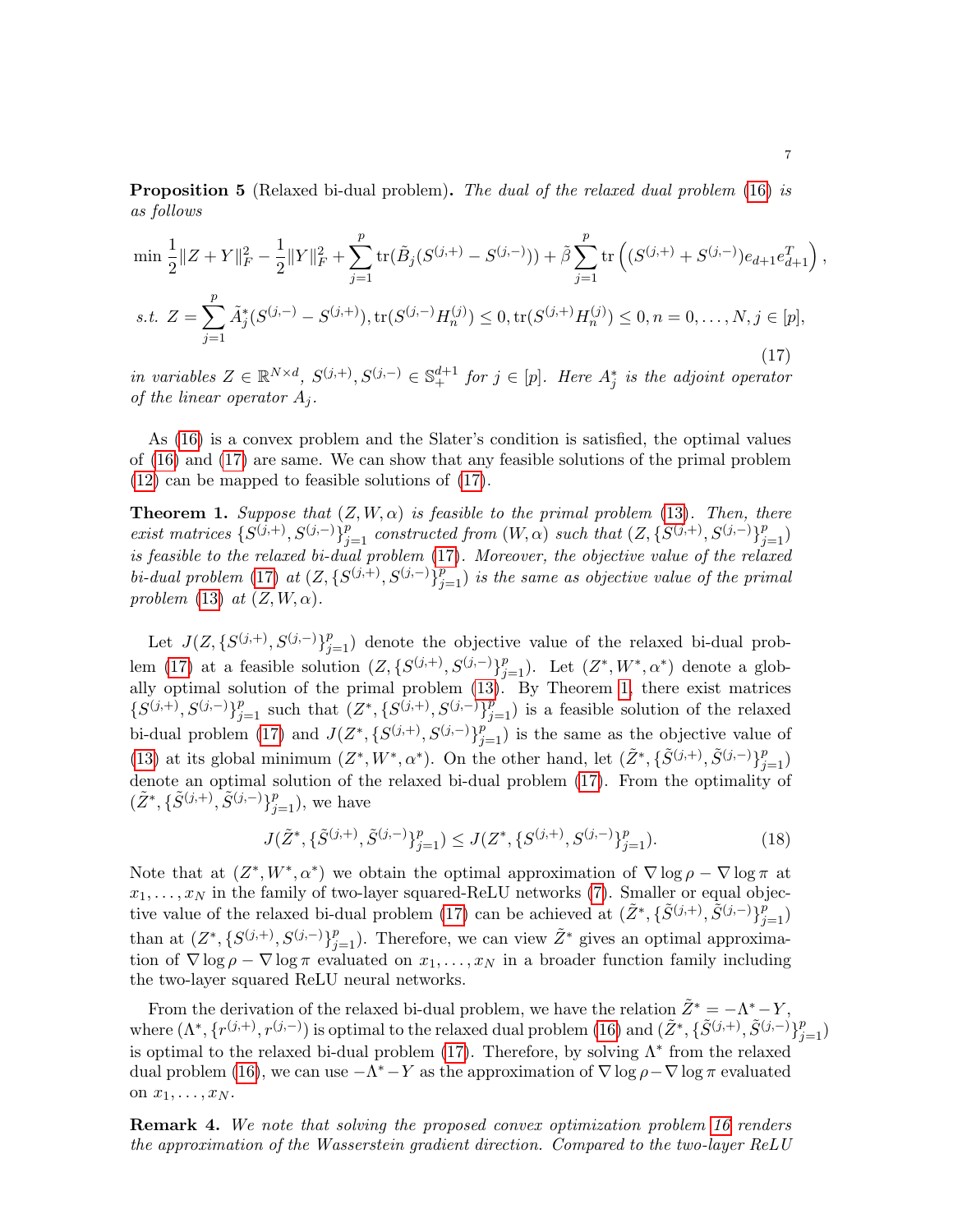**Proposition 5** (Relaxed bi-dual problem). *The dual of the relaxed dual problem (16) is as follows*

$$
\begin{aligned}
&\min \frac{1}{2}\|Z+Y\|_F^2 - \frac{1}{2}\|Y\|_F^2 + \sum_{j=1}^p \operatorname{tr}(\tilde{B}_j(S^{(j,+)} - S^{(j,-)})) + \tilde{\beta} \sum_{j=1}^p \operatorname{tr}\left( (S^{(j,+)} + S^{(j,-)}) e_{d+1} e_{d+1}^T \right), \\
&\text{s.t. } Z = \sum_{j=1}^p \tilde{A}_j^*(S^{(j,-)} - S^{(j,+)}), \operatorname{tr}(S^{(j,-)} H_n^{(j)}) \leq 0, \operatorname{tr}(S^{(j,+)} H_n^{(j)}) \leq 0, n = 0, \dots, N, j \in [p],
\end{aligned}
\tag{17}
$$

*in variables $Z \in \mathbb{R}^{N\times d}$, $S^{(j,+)}, S^{(j,-)} \in \mathbb{S}_+^{d+1}$ for $j \in [p]$. Here $A_j^*$ is the adjoint operator of the linear operator $A_j$.*

As (16) is a convex problem and the Slater's condition is satisfied, the optimal values of (16) and (17) are same. We can show that any feasible solutions of the primal problem (12) can be mapped to feasible solutions of (17).

**Theorem 1.** *Suppose that $(Z, W, \alpha)$ is feasible to the primal problem (13). Then, there exist matrices $\{S^{(j,+)}, S^{(j,-)}\}_{j=1}^p$ constructed from $(W, \alpha)$ such that $(Z, \{S^{(j,+)}, S^{(j,-)}\}_{j=1}^p)$ is feasible to the relaxed bi-dual problem (17). Moreover, the objective value of the relaxed bi-dual problem (17) at $(Z, \{S^{(j,+)}, S^{(j,-)}\}_{j=1}^p)$ is the same as objective value of the primal problem (13) at $(Z, W, \alpha)$.*

Let $J(Z, \{S^{(j,+)}, S^{(j,-)}\}_{j=1}^p)$ denote the objective value of the relaxed bi-dual problem (17) at a feasible solution $(Z, \{S^{(j,+)}, S^{(j,-)}\}_{j=1}^p)$. Let $(Z^*, W^*, \alpha^*)$ denote a globally optimal solution of the primal problem (13). By Theorem 1, there exist matrices $\{S^{(j,+)}, S^{(j,-)}\}_{j=1}^p$ such that $(Z^*, \{S^{(j,+)}, S^{(j,-)}\}_{j=1}^p)$ is a feasible solution of the relaxed bi-dual problem (17) and $J(Z^*, \{S^{(j,+)}, S^{(j,-)}\}_{j=1}^p)$ is the same as the objective value of (13) at its global minimum $(Z^*, W^*, \alpha^*)$. On the other hand, let $(\tilde{Z}^*, \{\tilde{S}^{(j,+)}, \tilde{S}^{(j,-)}\}_{j=1}^p)$ denote an optimal solution of the relaxed bi-dual problem (17). From the optimality of $(\tilde{Z}^*, \{\tilde{S}^{(j,+)}, \tilde{S}^{(j,-)}\}_{j=1}^p)$, we have

$$
J(\tilde{Z}^*, \{\tilde{S}^{(j,+)}, \tilde{S}^{(j,-)}\}_{j=1}^p) \leq J(Z^*, \{S^{(j,+)}, S^{(j,-)}\}_{j=1}^p). \tag{18}
$$

Note that at $(Z^*, W^*, \alpha^*)$ we obtain the optimal approximation of $\nabla \log \rho - \nabla \log \pi$ at $x_1, \dots, x_N$ in the family of two-layer squared-ReLU networks (7). Smaller or equal objective value of the relaxed bi-dual problem (17) can be achieved at $(\tilde{Z}^*, \{\tilde{S}^{(j,+)}, \tilde{S}^{(j,-)}\}_{j=1}^p)$ than at $(Z^*, \{S^{(j,+)}, S^{(j,-)}\}_{j=1}^p)$. Therefore, we can view $\tilde{Z}^*$ gives an optimal approximation of $\nabla \log \rho - \nabla \log \pi$ evaluated on $x_1, \dots, x_N$ in a broader function family including the two-layer squared ReLU neural networks.

From the derivation of the relaxed bi-dual problem, we have the relation $\tilde{Z}^* = -\Lambda^* - Y$, where $(\Lambda^*, \{r^{(j,+)}, r^{(j,-)}\})$ is optimal to the relaxed dual problem (16) and $(\tilde{Z}^*, \{\tilde{S}^{(j,+)}, \tilde{S}^{(j,-)}\}_{j=1}^p)$ is optimal to the relaxed bi-dual problem (17). Therefore, by solving $\Lambda^*$ from the relaxed dual problem (16), we can use $-\Lambda^* - Y$ as the approximation of $\nabla \log \rho - \nabla \log \pi$ evaluated on $x_1, \dots, x_N$.

**Remark 4.** *We note that solving the proposed convex optimization problem 16 renders the approximation of the Wasserstein gradient direction. Compared to the two-layer ReLU*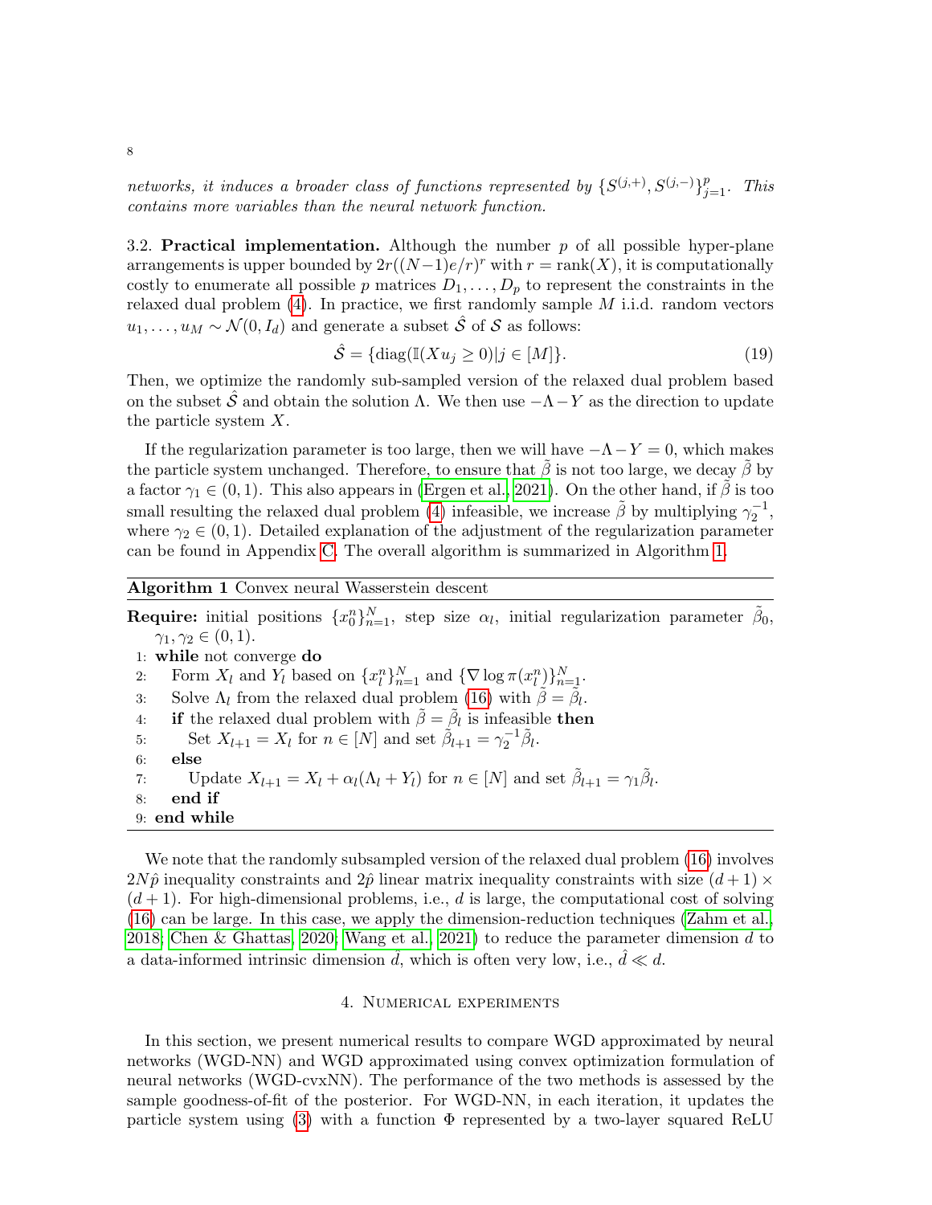*networks, it induces a broader class of functions represented by $\{S^{(j,+)}, S^{(j,-)}\}_{j=1}^p$. This contains more variables than the neural network function.*

3.2. **Practical implementation.** Although the number $p$ of all possible hyper-plane arrangements is upper bounded by $2r((N-1)e/r)^r$ with $r = \text{rank}(X)$, it is computationally costly to enumerate all possible $p$ matrices $D_1, \ldots, D_p$ to represent the constraints in the relaxed dual problem (4). In practice, we first randomly sample $M$ i.i.d. random vectors $u_1, \ldots, u_M \sim \mathcal{N}(0, I_d)$ and generate a subset $\hat{\mathcal{S}}$ of $\mathcal{S}$ as follows:

$$\hat{\mathcal{S}} = \{\text{diag}(\mathbb{I}(Xu_j \geq 0) | j \in [M]\}. \tag{19}$$

Then, we optimize the randomly sub-sampled version of the relaxed dual problem based on the subset $\hat{\mathcal{S}}$ and obtain the solution $\Lambda$. We then use $-\Lambda - Y$ as the direction to update the particle system $X$.

If the regularization parameter is too large, then we will have $-\Lambda - Y = 0$, which makes the particle system unchanged. Therefore, to ensure that $\tilde{\beta}$ is not too large, we decay $\tilde{\beta}$ by a factor $\gamma_1 \in (0, 1)$. This also appears in (Ergen et al., 2021). On the other hand, if $\tilde{\beta}$ is too small resulting the relaxed dual problem (4) infeasible, we increase $\tilde{\beta}$ by multiplying $\gamma_2^{-1}$, where $\gamma_2 \in (0, 1)$. Detailed explanation of the adjustment of the regularization parameter can be found in Appendix C. The overall algorithm is summarized in Algorithm 1.

---

**Algorithm 1** Convex neural Wasserstein descent

---

**Require:** initial positions $\{x_0^n\}_{n=1}^N$, step size $\alpha_l$, initial regularization parameter $\tilde{\beta}_0$, $\gamma_1, \gamma_2 \in (0, 1)$.

1: **while** not converge **do**
2: &nbsp;&nbsp;&nbsp;&nbsp;Form $X_l$ and $Y_l$ based on $\{x_l^n\}_{n=1}^N$ and $\{\nabla \log \pi(x_l^n)\}_{n=1}^N$.
3: &nbsp;&nbsp;&nbsp;&nbsp;Solve $\Lambda_l$ from the relaxed dual problem (16) with $\tilde{\beta} = \tilde{\beta}_l$.
4: &nbsp;&nbsp;&nbsp;&nbsp;**if** the relaxed dual problem with $\tilde{\beta} = \tilde{\beta}_l$ is infeasible **then**
5: &nbsp;&nbsp;&nbsp;&nbsp;&nbsp;&nbsp;&nbsp;&nbsp;Set $X_{l+1} = X_l$ for $n \in [N]$ and set $\tilde{\beta}_{l+1} = \gamma_2^{-1}\tilde{\beta}_l$.
6: &nbsp;&nbsp;&nbsp;&nbsp;**else**
7: &nbsp;&nbsp;&nbsp;&nbsp;&nbsp;&nbsp;&nbsp;&nbsp;Update $X_{l+1} = X_l + \alpha_l(\Lambda_l + Y_l)$ for $n \in [N]$ and set $\tilde{\beta}_{l+1} = \gamma_1\tilde{\beta}_l$.
8: &nbsp;&nbsp;&nbsp;&nbsp;**end if**
9: **end while**

---

We note that the randomly subsampled version of the relaxed dual problem (16) involves $2N\hat{p}$ inequality constraints and $2\hat{p}$ linear matrix inequality constraints with size $(d+1) \times (d+1)$. For high-dimensional problems, i.e., $d$ is large, the computational cost of solving (16) can be large. In this case, we apply the dimension-reduction techniques (Zahm et al., 2018; Chen & Ghattas, 2020; Wang et al., 2021) to reduce the parameter dimension $d$ to a data-informed intrinsic dimension $\hat{d}$, which is often very low, i.e., $\hat{d} \ll d$.

## 4. Numerical experiments

In this section, we present numerical results to compare WGD approximated by neural networks (WGD-NN) and WGD approximated using convex optimization formulation of neural networks (WGD-cvxNN). The performance of the two methods is assessed by the sample goodness-of-fit of the posterior. For WGD-NN, in each iteration, it updates the particle system using (3) with a function $\Phi$ represented by a two-layer squared ReLU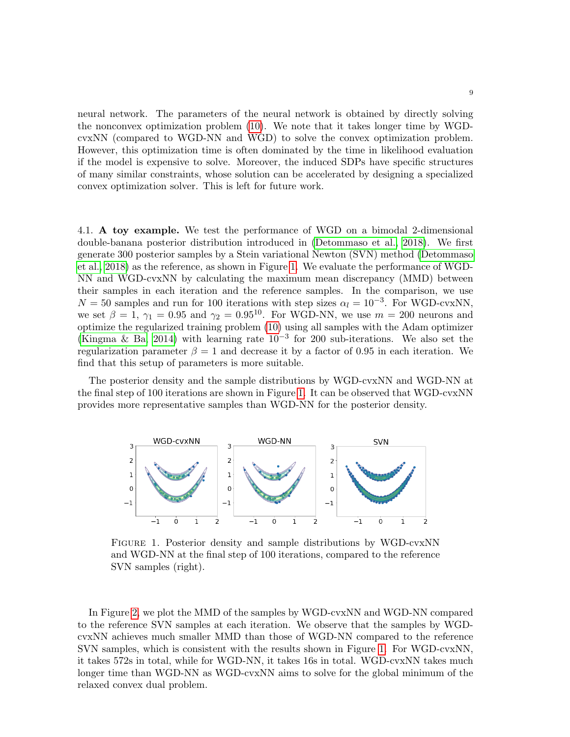neural network. The parameters of the neural network is obtained by directly solving the nonconvex optimization problem (10). We note that it takes longer time by WGD-cvxNN (compared to WGD-NN and WGD) to solve the convex optimization problem. However, this optimization time is often dominated by the time in likelihood evaluation if the model is expensive to solve. Moreover, the induced SDPs have specific structures of many similar constraints, whose solution can be accelerated by designing a specialized convex optimization solver. This is left for future work.

4.1. **A toy example.** We test the performance of WGD on a bimodal 2-dimensional double-banana posterior distribution introduced in (Detommaso et al., 2018). We first generate 300 posterior samples by a Stein variational Newton (SVN) method (Detommaso et al., 2018) as the reference, as shown in Figure 1. We evaluate the performance of WGD-NN and WGD-cvxNN by calculating the maximum mean discrepancy (MMD) between their samples in each iteration and the reference samples. In the comparison, we use $N = 50$ samples and run for 100 iterations with step sizes $\alpha_l = 10^{-3}$. For WGD-cvxNN, we set $\beta = 1$, $\gamma_1 = 0.95$ and $\gamma_2 = 0.95^{10}$. For WGD-NN, we use $m = 200$ neurons and optimize the regularized training problem (10) using all samples with the Adam optimizer (Kingma & Ba, 2014) with learning rate $10^{-3}$ for 200 sub-iterations. We also set the regularization parameter $\beta = 1$ and decrease it by a factor of 0.95 in each iteration. We find that this setup of parameters is more suitable.

The posterior density and the sample distributions by WGD-cvxNN and WGD-NN at the final step of 100 iterations are shown in Figure 1. It can be observed that WGD-cvxNN provides more representative samples than WGD-NN for the posterior density.

Figure 1. Posterior density and sample distributions by WGD-cvxNN and WGD-NN at the final step of 100 iterations, compared to the reference SVN samples (right).

In Figure 2, we plot the MMD of the samples by WGD-cvxNN and WGD-NN compared to the reference SVN samples at each iteration. We observe that the samples by WGD-cvxNN achieves much smaller MMD than those of WGD-NN compared to the reference SVN samples, which is consistent with the results shown in Figure 1. For WGD-cvxNN, it takes 572s in total, while for WGD-NN, it takes 16s in total. WGD-cvxNN takes much longer time than WGD-NN as WGD-cvxNN aims to solve for the global minimum of the relaxed convex dual problem.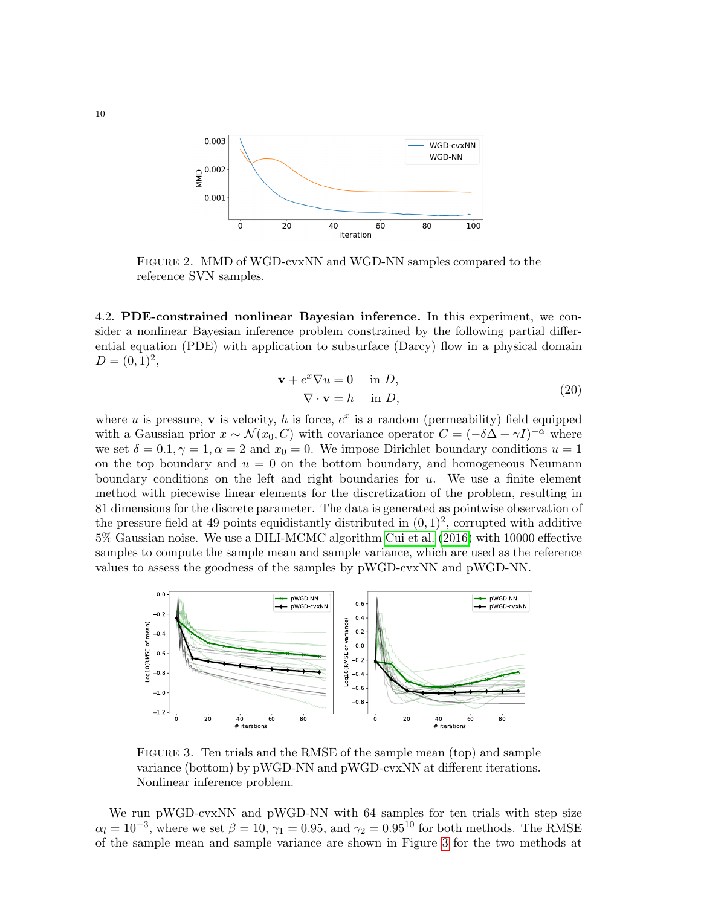FIGURE 2. MMD of WGD-cvxNN and WGD-NN samples compared to the reference SVN samples.

4.2. **PDE-constrained nonlinear Bayesian inference.** In this experiment, we consider a nonlinear Bayesian inference problem constrained by the following partial differential equation (PDE) with application to subsurface (Darcy) flow in a physical domain $D = (0, 1)^2$,

$$\begin{aligned} \mathbf{v} + e^x \nabla u &= 0 \quad \text{in } D, \\ \nabla \cdot \mathbf{v} &= h \quad \text{in } D, \end{aligned} \tag{20}$$

where $u$ is pressure, $\mathbf{v}$ is velocity, $h$ is force, $e^x$ is a random (permeability) field equipped with a Gaussian prior $x \sim \mathcal{N}(x_0, C)$ with covariance operator $C = (-\delta\Delta + \gamma I)^{-\alpha}$ where we set $\delta = 0.1, \gamma = 1, \alpha = 2$ and $x_0 = 0$. We impose Dirichlet boundary conditions $u = 1$ on the top boundary and $u = 0$ on the bottom boundary, and homogeneous Neumann boundary conditions on the left and right boundaries for $u$. We use a finite element method with piecewise linear elements for the discretization of the problem, resulting in 81 dimensions for the discrete parameter. The data is generated as pointwise observation of the pressure field at 49 points equidistantly distributed in $(0, 1)^2$, corrupted with additive 5% Gaussian noise. We use a DILI-MCMC algorithm Cui et al. (2016) with 10000 effective samples to compute the sample mean and sample variance, which are used as the reference values to assess the goodness of the samples by pWGD-cvxNN and pWGD-NN.

FIGURE 3. Ten trials and the RMSE of the sample mean (top) and sample variance (bottom) by pWGD-NN and pWGD-cvxNN at different iterations. Nonlinear inference problem.

We run pWGD-cvxNN and pWGD-NN with 64 samples for ten trials with step size $\alpha_l = 10^{-3}$, where we set $\beta = 10$, $\gamma_1 = 0.95$, and $\gamma_2 = 0.95^{10}$ for both methods. The RMSE of the sample mean and sample variance are shown in Figure 3 for the two methods at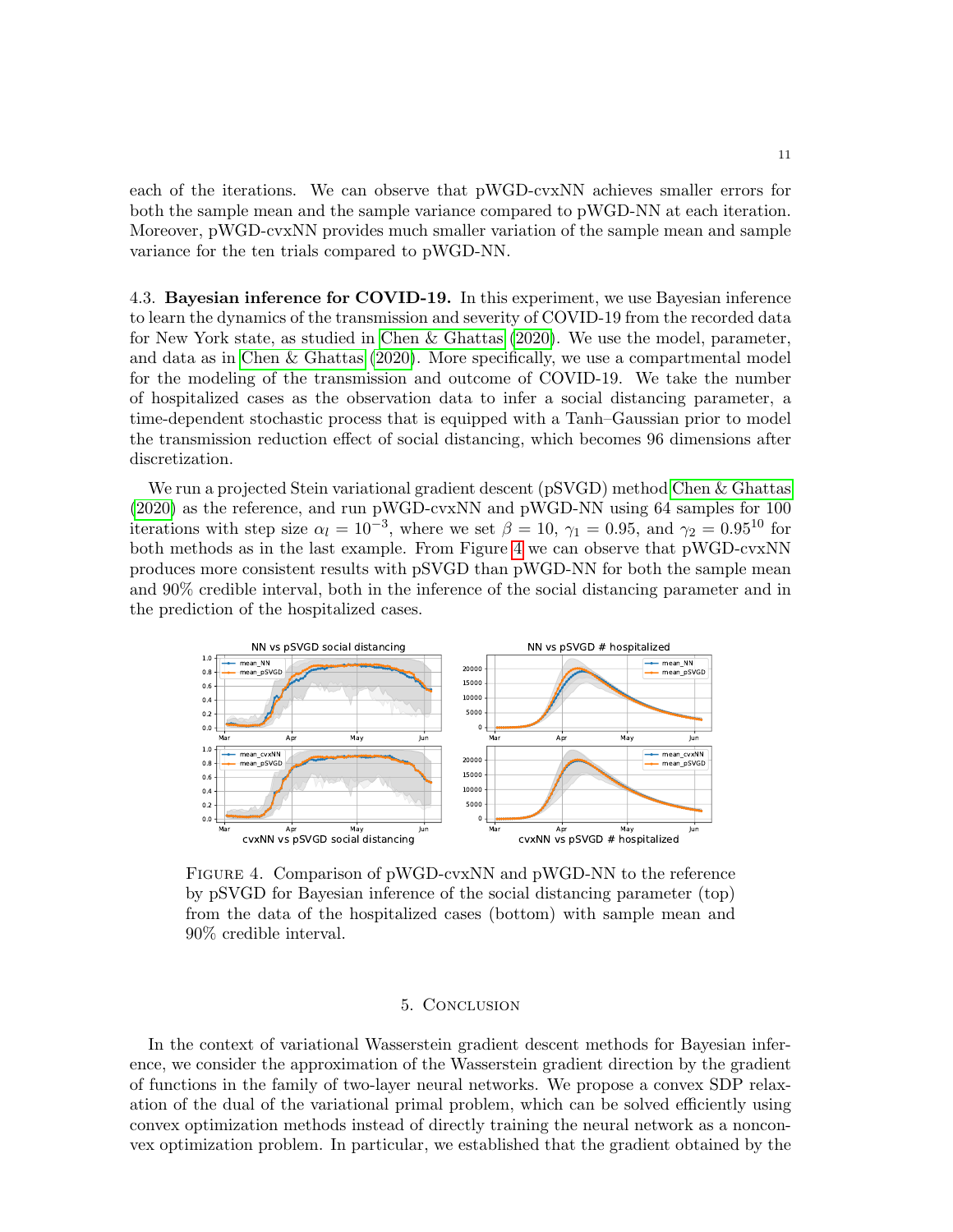each of the iterations. We can observe that pWGD-cvxNN achieves smaller errors for both the sample mean and the sample variance compared to pWGD-NN at each iteration. Moreover, pWGD-cvxNN provides much smaller variation of the sample mean and sample variance for the ten trials compared to pWGD-NN.

4.3. **Bayesian inference for COVID-19.** In this experiment, we use Bayesian inference to learn the dynamics of the transmission and severity of COVID-19 from the recorded data for New York state, as studied in Chen & Ghattas (2020). We use the model, parameter, and data as in Chen & Ghattas (2020). More specifically, we use a compartmental model for the modeling of the transmission and outcome of COVID-19. We take the number of hospitalized cases as the observation data to infer a social distancing parameter, a time-dependent stochastic process that is equipped with a Tanh–Gaussian prior to model the transmission reduction effect of social distancing, which becomes 96 dimensions after discretization.

We run a projected Stein variational gradient descent (pSVGD) method Chen & Ghattas (2020) as the reference, and run pWGD-cvxNN and pWGD-NN using 64 samples for 100 iterations with step size $\alpha_l = 10^{-3}$, where we set $\beta = 10$, $\gamma_1 = 0.95$, and $\gamma_2 = 0.95^{10}$ for both methods as in the last example. From Figure 4 we can observe that pWGD-cvxNN produces more consistent results with pSVGD than pWGD-NN for both the sample mean and 90% credible interval, both in the inference of the social distancing parameter and in the prediction of the hospitalized cases.

FIGURE 4. Comparison of pWGD-cvxNN and pWGD-NN to the reference by pSVGD for Bayesian inference of the social distancing parameter (top) from the data of the hospitalized cases (bottom) with sample mean and 90% credible interval.

## 5. Conclusion

In the context of variational Wasserstein gradient descent methods for Bayesian inference, we consider the approximation of the Wasserstein gradient direction by the gradient of functions in the family of two-layer neural networks. We propose a convex SDP relaxation of the dual of the variational primal problem, which can be solved efficiently using convex optimization methods instead of directly training the neural network as a nonconvex optimization problem. In particular, we established that the gradient obtained by the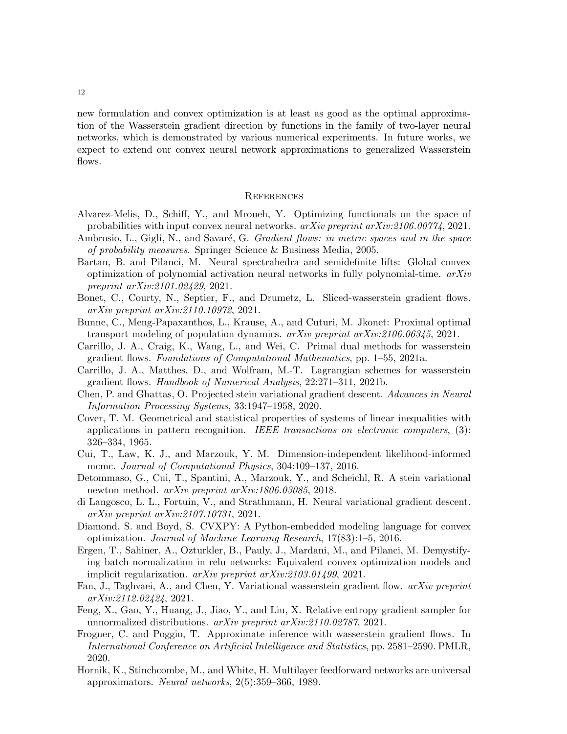new formulation and convex optimization is at least as good as the optimal approximation of the Wasserstein gradient direction by functions in the family of two-layer neural networks, which is demonstrated by various numerical experiments. In future works, we expect to extend our convex neural network approximations to generalized Wasserstein flows.

## References

Alvarez-Melis, D., Schiff, Y., and Mroueh, Y. Optimizing functionals on the space of probabilities with input convex neural networks. *arXiv preprint arXiv:2106.00774*, 2021.

Ambrosio, L., Gigli, N., and Savaré, G. *Gradient flows: in metric spaces and in the space of probability measures*. Springer Science & Business Media, 2005.

Bartan, B. and Pilanci, M. Neural spectrahedra and semidefinite lifts: Global convex optimization of polynomial activation neural networks in fully polynomial-time. *arXiv preprint arXiv:2101.02429*, 2021.

Bonet, C., Courty, N., Septier, F., and Drumetz, L. Sliced-wasserstein gradient flows. *arXiv preprint arXiv:2110.10972*, 2021.

Bunne, C., Meng-Papaxanthos, L., Krause, A., and Cuturi, M. Jkonet: Proximal optimal transport modeling of population dynamics. *arXiv preprint arXiv:2106.06345*, 2021.

Carrillo, J. A., Craig, K., Wang, L., and Wei, C. Primal dual methods for wasserstein gradient flows. *Foundations of Computational Mathematics*, pp. 1–55, 2021a.

Carrillo, J. A., Matthes, D., and Wolfram, M.-T. Lagrangian schemes for wasserstein gradient flows. *Handbook of Numerical Analysis*, 22:271–311, 2021b.

Chen, P. and Ghattas, O. Projected stein variational gradient descent. *Advances in Neural Information Processing Systems*, 33:1947–1958, 2020.

Cover, T. M. Geometrical and statistical properties of systems of linear inequalities with applications in pattern recognition. *IEEE transactions on electronic computers*, (3): 326–334, 1965.

Cui, T., Law, K. J., and Marzouk, Y. M. Dimension-independent likelihood-informed mcmc. *Journal of Computational Physics*, 304:109–137, 2016.

Detommaso, G., Cui, T., Spantini, A., Marzouk, Y., and Scheichl, R. A stein variational newton method. *arXiv preprint arXiv:1806.03085*, 2018.

di Langosco, L. L., Fortuin, V., and Strathmann, H. Neural variational gradient descent. *arXiv preprint arXiv:2107.10731*, 2021.

Diamond, S. and Boyd, S. CVXPY: A Python-embedded modeling language for convex optimization. *Journal of Machine Learning Research*, 17(83):1–5, 2016.

Ergen, T., Sahiner, A., Ozturkler, B., Pauly, J., Mardani, M., and Pilanci, M. Demystifying batch normalization in relu networks: Equivalent convex optimization models and implicit regularization. *arXiv preprint arXiv:2103.01499*, 2021.

Fan, J., Taghvaei, A., and Chen, Y. Variational wasserstein gradient flow. *arXiv preprint arXiv:2112.02424*, 2021.

Feng, X., Gao, Y., Huang, J., Jiao, Y., and Liu, X. Relative entropy gradient sampler for unnormalized distributions. *arXiv preprint arXiv:2110.02787*, 2021.

Frogner, C. and Poggio, T. Approximate inference with wasserstein gradient flows. In *International Conference on Artificial Intelligence and Statistics*, pp. 2581–2590. PMLR, 2020.

Hornik, K., Stinchcombe, M., and White, H. Multilayer feedforward networks are universal approximators. *Neural networks*, 2(5):359–366, 1989.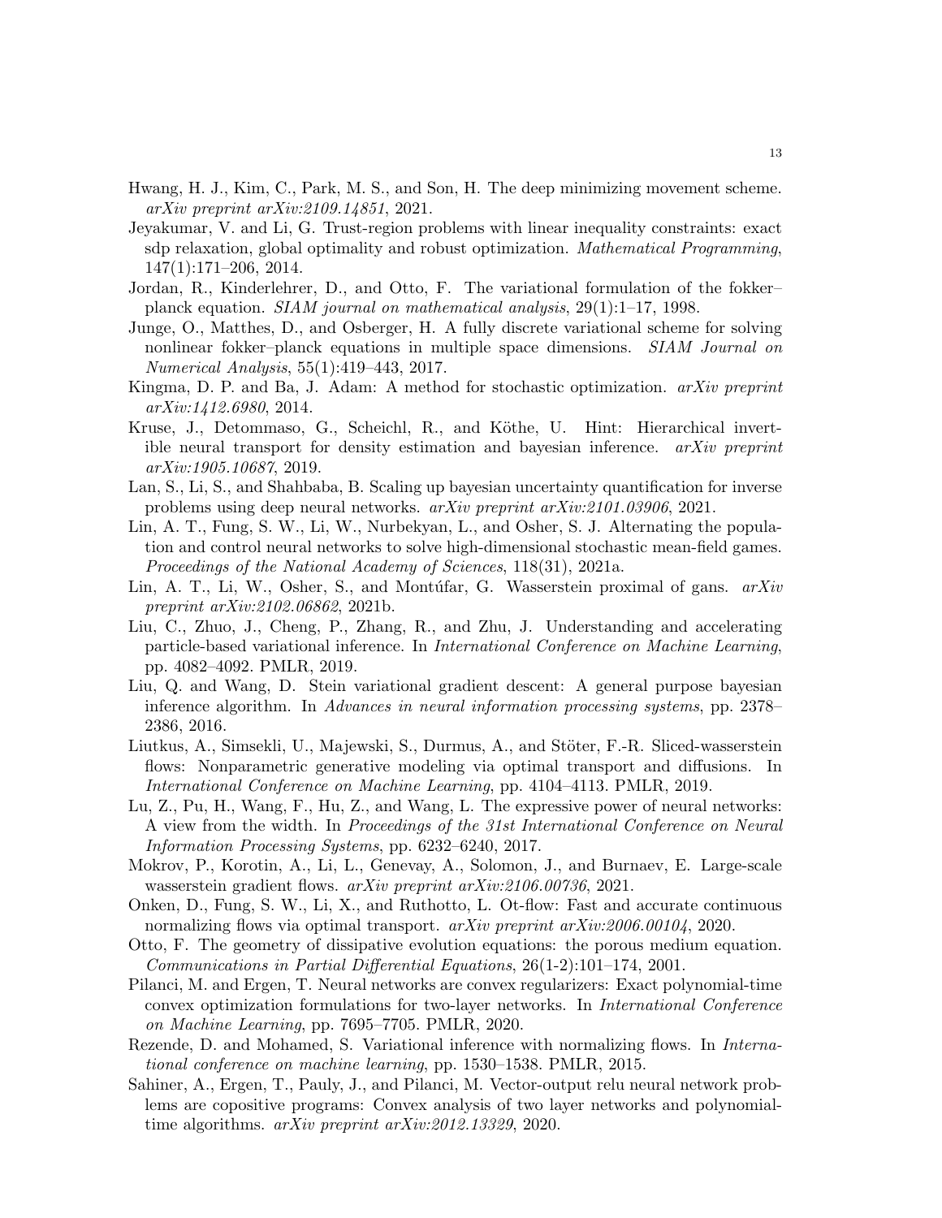Hwang, H. J., Kim, C., Park, M. S., and Son, H. The deep minimizing movement scheme. *arXiv preprint arXiv:2109.14851*, 2021.

Jeyakumar, V. and Li, G. Trust-region problems with linear inequality constraints: exact sdp relaxation, global optimality and robust optimization. *Mathematical Programming*, 147(1):171–206, 2014.

Jordan, R., Kinderlehrer, D., and Otto, F. The variational formulation of the fokker–planck equation. *SIAM journal on mathematical analysis*, 29(1):1–17, 1998.

Junge, O., Matthes, D., and Osberger, H. A fully discrete variational scheme for solving nonlinear fokker–planck equations in multiple space dimensions. *SIAM Journal on Numerical Analysis*, 55(1):419–443, 2017.

Kingma, D. P. and Ba, J. Adam: A method for stochastic optimization. *arXiv preprint arXiv:1412.6980*, 2014.

Kruse, J., Detommaso, G., Scheichl, R., and Köthe, U. Hint: Hierarchical invertible neural transport for density estimation and bayesian inference. *arXiv preprint arXiv:1905.10687*, 2019.

Lan, S., Li, S., and Shahbaba, B. Scaling up bayesian uncertainty quantification for inverse problems using deep neural networks. *arXiv preprint arXiv:2101.03906*, 2021.

Lin, A. T., Fung, S. W., Li, W., Nurbekyan, L., and Osher, S. J. Alternating the population and control neural networks to solve high-dimensional stochastic mean-field games. *Proceedings of the National Academy of Sciences*, 118(31), 2021a.

Lin, A. T., Li, W., Osher, S., and Montúfar, G. Wasserstein proximal of gans. *arXiv preprint arXiv:2102.06862*, 2021b.

Liu, C., Zhuo, J., Cheng, P., Zhang, R., and Zhu, J. Understanding and accelerating particle-based variational inference. In *International Conference on Machine Learning*, pp. 4082–4092. PMLR, 2019.

Liu, Q. and Wang, D. Stein variational gradient descent: A general purpose bayesian inference algorithm. In *Advances in neural information processing systems*, pp. 2378–2386, 2016.

Liutkus, A., Simsekli, U., Majewski, S., Durmus, A., and Stöter, F.-R. Sliced-wasserstein flows: Nonparametric generative modeling via optimal transport and diffusions. In *International Conference on Machine Learning*, pp. 4104–4113. PMLR, 2019.

Lu, Z., Pu, H., Wang, F., Hu, Z., and Wang, L. The expressive power of neural networks: A view from the width. In *Proceedings of the 31st International Conference on Neural Information Processing Systems*, pp. 6232–6240, 2017.

Mokrov, P., Korotin, A., Li, L., Genevay, A., Solomon, J., and Burnaev, E. Large-scale wasserstein gradient flows. *arXiv preprint arXiv:2106.00736*, 2021.

Onken, D., Fung, S. W., Li, X., and Ruthotto, L. Ot-flow: Fast and accurate continuous normalizing flows via optimal transport. *arXiv preprint arXiv:2006.00104*, 2020.

Otto, F. The geometry of dissipative evolution equations: the porous medium equation. *Communications in Partial Differential Equations*, 26(1-2):101–174, 2001.

Pilanci, M. and Ergen, T. Neural networks are convex regularizers: Exact polynomial-time convex optimization formulations for two-layer networks. In *International Conference on Machine Learning*, pp. 7695–7705. PMLR, 2020.

Rezende, D. and Mohamed, S. Variational inference with normalizing flows. In *International conference on machine learning*, pp. 1530–1538. PMLR, 2015.

Sahiner, A., Ergen, T., Pauly, J., and Pilanci, M. Vector-output relu neural network problems are copositive programs: Convex analysis of two layer networks and polynomial-time algorithms. *arXiv preprint arXiv:2012.13329*, 2020.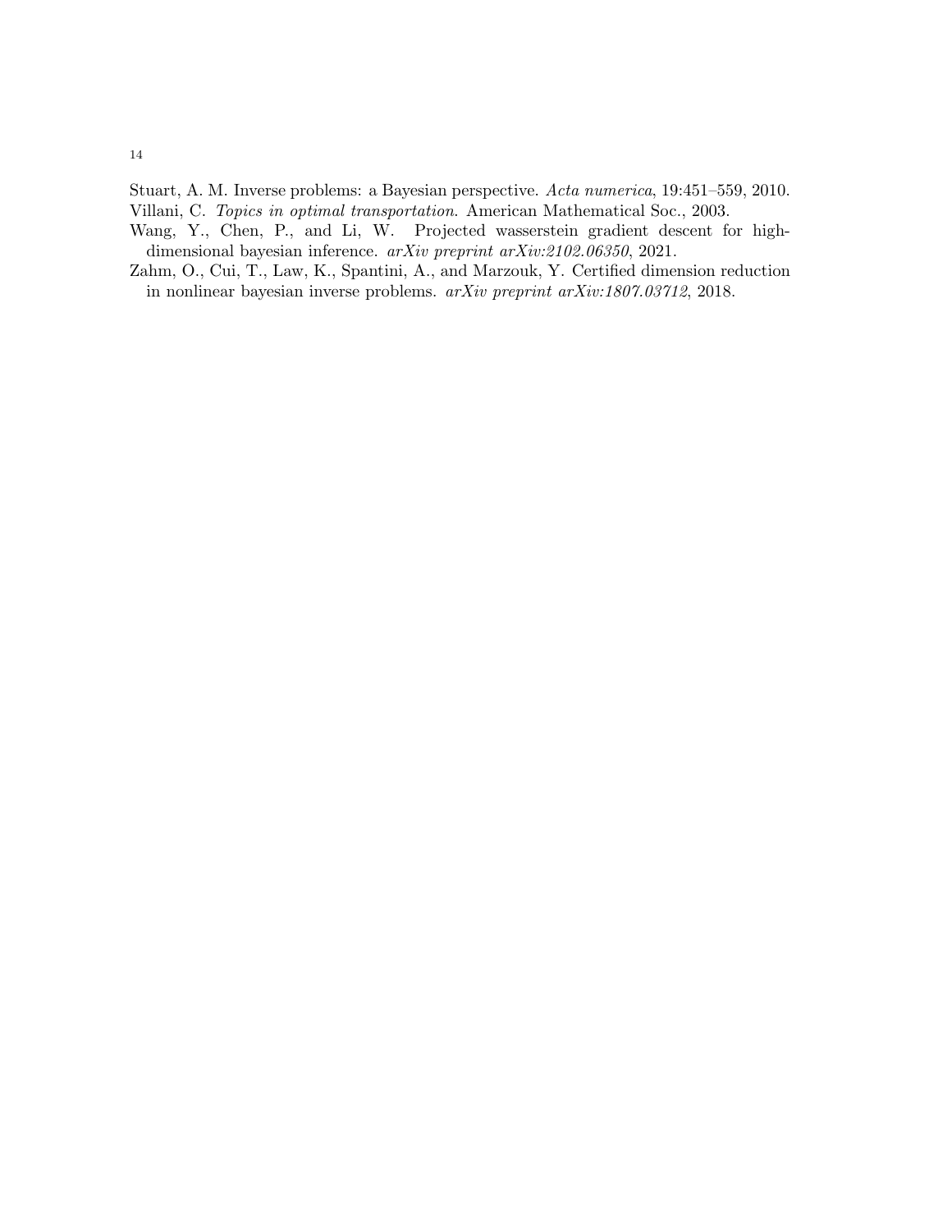Stuart, A. M. Inverse problems: a Bayesian perspective. *Acta numerica*, 19:451–559, 2010.

Villani, C. *Topics in optimal transportation.* American Mathematical Soc., 2003.

Wang, Y., Chen, P., and Li, W. Projected wasserstein gradient descent for high-dimensional bayesian inference. *arXiv preprint arXiv:2102.06350*, 2021.

Zahm, O., Cui, T., Law, K., Spantini, A., and Marzouk, Y. Certified dimension reduction in nonlinear bayesian inverse problems. *arXiv preprint arXiv:1807.03712*, 2018.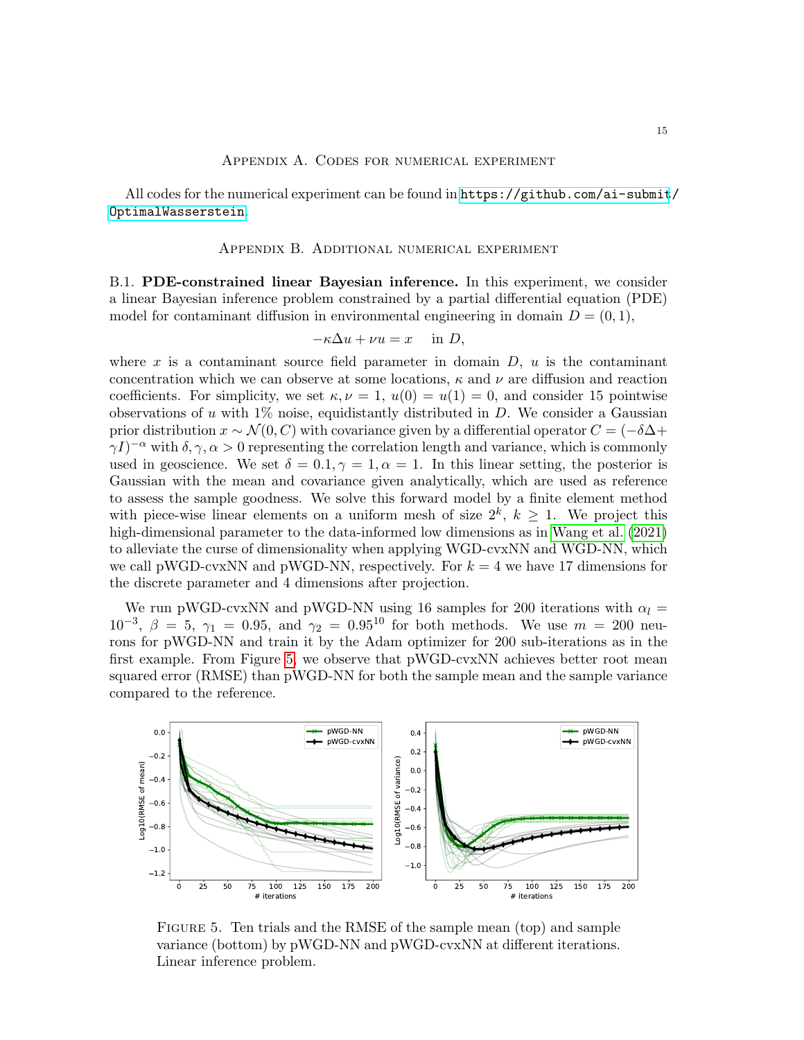## Appendix A. Codes for numerical experiment

All codes for the numerical experiment can be found in https://github.com/ai-submit/OptimalWasserstein.

## Appendix B. Additional numerical experiment

B.1. **PDE-constrained linear Bayesian inference.** In this experiment, we consider a linear Bayesian inference problem constrained by a partial differential equation (PDE) model for contaminant diffusion in environmental engineering in domain $D = (0, 1)$,

$$-\kappa \Delta u + \nu u = x \quad \text{in } D,$$

where $x$ is a contaminant source field parameter in domain $D$, $u$ is the contaminant concentration which we can observe at some locations, $\kappa$ and $\nu$ are diffusion and reaction coefficients. For simplicity, we set $\kappa, \nu = 1$, $u(0) = u(1) = 0$, and consider 15 pointwise observations of $u$ with 1% noise, equidistantly distributed in $D$. We consider a Gaussian prior distribution $x \sim \mathcal{N}(0, C)$ with covariance given by a differential operator $C = (-\delta\Delta + \gamma I)^{-\alpha}$ with $\delta, \gamma, \alpha > 0$ representing the correlation length and variance, which is commonly used in geoscience. We set $\delta = 0.1, \gamma = 1, \alpha = 1$. In this linear setting, the posterior is Gaussian with the mean and covariance given analytically, which are used as reference to assess the sample goodness. We solve this forward model by a finite element method with piece-wise linear elements on a uniform mesh of size $2^k$, $k \geq 1$. We project this high-dimensional parameter to the data-informed low dimensions as in Wang et al. (2021) to alleviate the curse of dimensionality when applying WGD-cvxNN and WGD-NN, which we call pWGD-cvxNN and pWGD-NN, respectively. For $k = 4$ we have 17 dimensions for the discrete parameter and 4 dimensions after projection.

We run pWGD-cvxNN and pWGD-NN using 16 samples for 200 iterations with $\alpha_l = 10^{-3}$, $\beta = 5$, $\gamma_1 = 0.95$, and $\gamma_2 = 0.95^{10}$ for both methods. We use $m = 200$ neurons for pWGD-NN and train it by the Adam optimizer for 200 sub-iterations as in the first example. From Figure 5, we observe that pWGD-cvxNN achieves better root mean squared error (RMSE) than pWGD-NN for both the sample mean and the sample variance compared to the reference.

Figure 5. Ten trials and the RMSE of the sample mean (top) and sample variance (bottom) by pWGD-NN and pWGD-cvxNN at different iterations. Linear inference problem.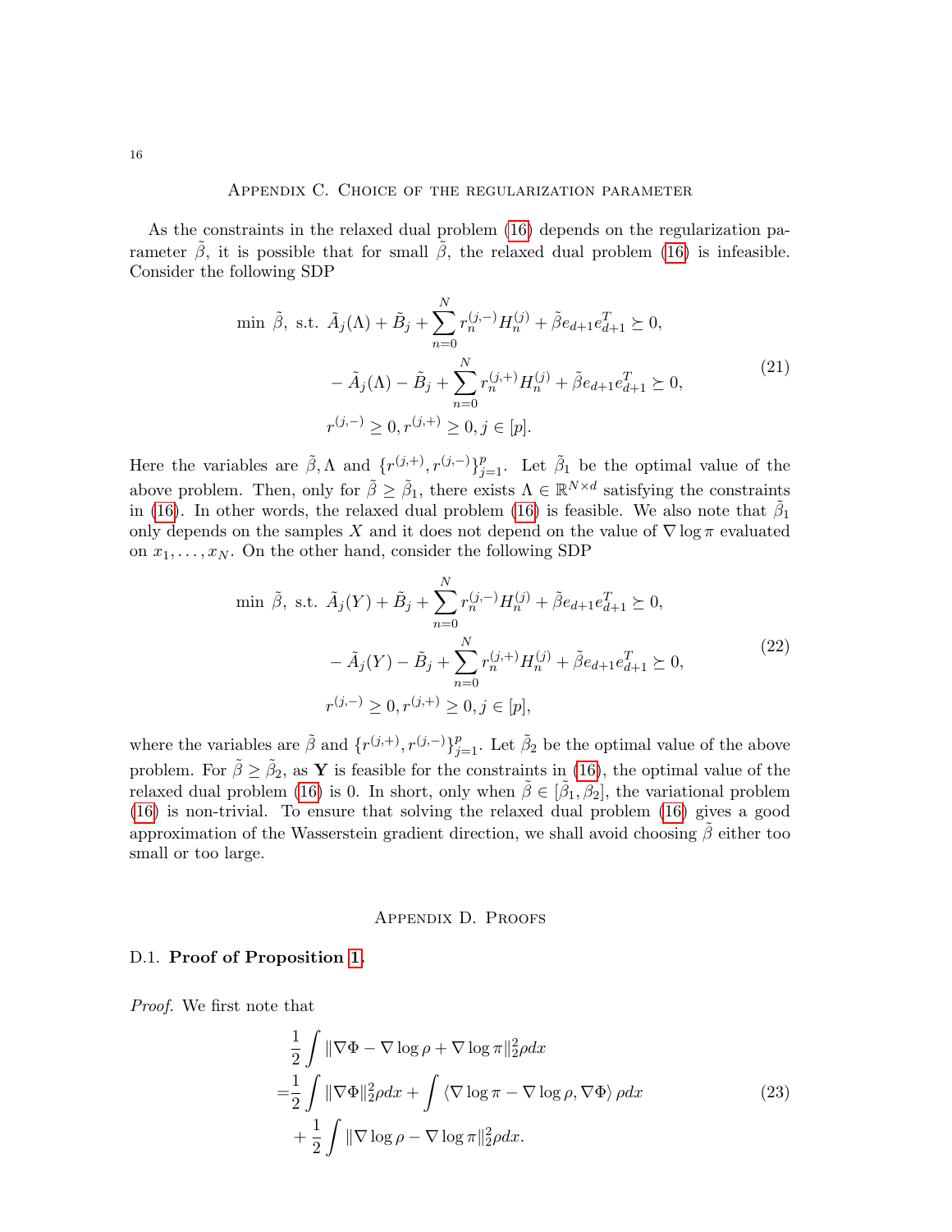## Appendix C. Choice of the regularization parameter

As the constraints in the relaxed dual problem (16) depends on the regularization parameter $\tilde{\beta}$, it is possible that for small $\tilde{\beta}$, the relaxed dual problem (16) is infeasible. Consider the following SDP

$$
\begin{aligned}
\min\ \tilde{\beta},\ \text{s.t. } & \tilde{A}_j(\Lambda) + \tilde{B}_j + \sum_{n=0}^{N} r_n^{(j,-)} H_n^{(j)} + \tilde{\beta} e_{d+1} e_{d+1}^T \succeq 0, \\
& -\tilde{A}_j(\Lambda) - \tilde{B}_j + \sum_{n=0}^{N} r_n^{(j,+)} H_n^{(j)} + \tilde{\beta} e_{d+1} e_{d+1}^T \succeq 0, \\
& r^{(j,-)} \geq 0, r^{(j,+)} \geq 0, j \in [p].
\end{aligned} \tag{21}
$$

Here the variables are $\tilde{\beta}, \Lambda$ and $\{r^{(j,+)}, r^{(j,-)}\}_{j=1}^p$. Let $\tilde{\beta}_1$ be the optimal value of the above problem. Then, only for $\tilde{\beta} \geq \tilde{\beta}_1$, there exists $\Lambda \in \mathbb{R}^{N \times d}$ satisfying the constraints in (16). In other words, the relaxed dual problem (16) is feasible. We also note that $\tilde{\beta}_1$ only depends on the samples $X$ and it does not depend on the value of $\nabla \log \pi$ evaluated on $x_1, \dots, x_N$. On the other hand, consider the following SDP

$$
\begin{aligned}
\min\ \tilde{\beta},\ \text{s.t. } & \tilde{A}_j(Y) + \tilde{B}_j + \sum_{n=0}^{N} r_n^{(j,-)} H_n^{(j)} + \tilde{\beta} e_{d+1} e_{d+1}^T \succeq 0, \\
& -\tilde{A}_j(Y) - \tilde{B}_j + \sum_{n=0}^{N} r_n^{(j,+)} H_n^{(j)} + \tilde{\beta} e_{d+1} e_{d+1}^T \succeq 0, \\
& r^{(j,-)} \geq 0, r^{(j,+)} \geq 0, j \in [p],
\end{aligned} \tag{22}
$$

where the variables are $\tilde{\beta}$ and $\{r^{(j,+)}, r^{(j,-)}\}_{j=1}^p$. Let $\tilde{\beta}_2$ be the optimal value of the above problem. For $\tilde{\beta} \geq \tilde{\beta}_2$, as $\mathbf{Y}$ is feasible for the constraints in (16), the optimal value of the relaxed dual problem (16) is 0. In short, only when $\tilde{\beta} \in [\tilde{\beta}_1, \tilde{\beta}_2]$, the variational problem (16) is non-trivial. To ensure that solving the relaxed dual problem (16) gives a good approximation of the Wasserstein gradient direction, we shall avoid choosing $\tilde{\beta}$ either too small or too large.

## Appendix D. Proofs

### D.1. Proof of Proposition 1.

*Proof.* We first note that

$$
\begin{aligned}
& \frac{1}{2} \int \|\nabla \Phi - \nabla \log \rho + \nabla \log \pi\|_2^2 \rho dx \\
= & \frac{1}{2} \int \|\nabla \Phi\|_2^2 \rho dx + \int \langle \nabla \log \pi - \nabla \log \rho, \nabla \Phi \rangle \rho dx \\
& + \frac{1}{2} \int \|\nabla \log \rho - \nabla \log \pi\|_2^2 \rho dx.
\end{aligned} \tag{23}
$$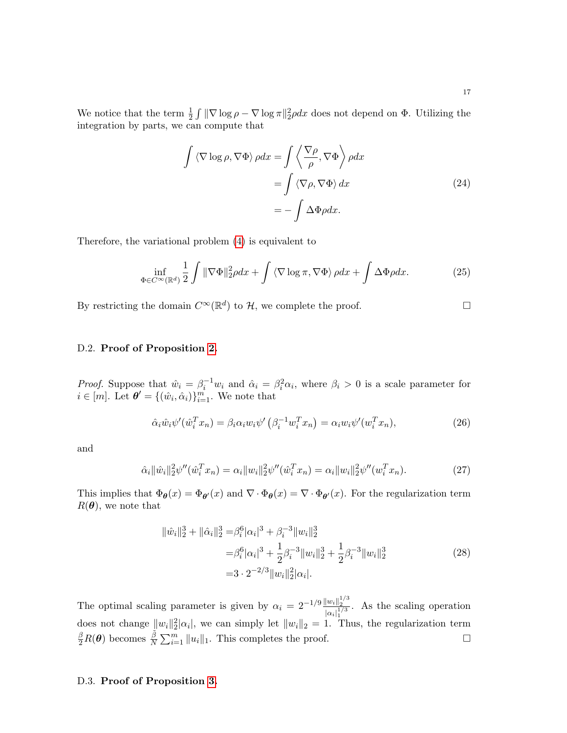We notice that the term $\frac{1}{2}\int \|\nabla \log \rho - \nabla \log \pi\|_2^2 \rho dx$ does not depend on $\Phi$. Utilizing the integration by parts, we can compute that

$$
\begin{aligned}
\int \langle \nabla \log \rho, \nabla \Phi \rangle \rho dx &= \int \left\langle \frac{\nabla \rho}{\rho}, \nabla \Phi \right\rangle \rho dx \\
&= \int \langle \nabla \rho, \nabla \Phi \rangle dx \\
&= -\int \Delta \Phi \rho dx.
\end{aligned} \tag{24}
$$

Therefore, the variational problem (4) is equivalent to

$$
\inf_{\Phi \in C^\infty(\mathbb{R}^d)} \frac{1}{2}\int \|\nabla \Phi\|_2^2 \rho dx + \int \langle \nabla \log \pi, \nabla \Phi \rangle \rho dx + \int \Delta \Phi \rho dx. \tag{25}
$$

By restricting the domain $C^\infty(\mathbb{R}^d)$ to $\mathcal{H}$, we complete the proof. $\square$

### D.2. **Proof of Proposition 2.**

*Proof.* Suppose that $\hat{w}_i = \beta_i^{-1} w_i$ and $\hat{\alpha}_i = \beta_i^2 \alpha_i$, where $\beta_i > 0$ is a scale parameter for $i \in [m]$. Let $\boldsymbol{\theta}' = \{(\hat{w}_i, \hat{\alpha}_i)\}_{i=1}^m$. We note that

$$
\hat{\alpha}_i \hat{w}_i \psi'(\hat{w}_i^T x_n) = \beta_i \alpha_i w_i \psi'\left(\beta_i^{-1} w_i^T x_n\right) = \alpha_i w_i \psi'(w_i^T x_n), \tag{26}
$$

and

$$
\hat{\alpha}_i \|\hat{w}_i\|_2^2 \psi''(\hat{w}_i^T x_n) = \alpha_i \|w_i\|_2^2 \psi''(\hat{w}_i^T x_n) = \alpha_i \|w_i\|_2^2 \psi''(w_i^T x_n). \tag{27}
$$

This implies that $\Phi_{\boldsymbol{\theta}}(x) = \Phi_{\boldsymbol{\theta}'}(x)$ and $\nabla \cdot \Phi_{\boldsymbol{\theta}}(x) = \nabla \cdot \Phi_{\boldsymbol{\theta}'}(x)$. For the regularization term $R(\boldsymbol{\theta})$, we note that

$$
\begin{aligned}
\|\hat{w}_i\|_2^3 + \|\hat{\alpha}_i\|_2^3 =& \beta_i^6 |\alpha_i|^3 + \beta_i^{-3} \|w_i\|_2^3 \\
=& \beta_i^6 |\alpha_i|^3 + \frac{1}{2}\beta_i^{-3} \|w_i\|_2^3 + \frac{1}{2}\beta_i^{-3}\|w_i\|_2^3 \\
=& 3 \cdot 2^{-2/3} \|w_i\|_2^2 |\alpha_i|.
\end{aligned} \tag{28}
$$

The optimal scaling parameter is given by $\alpha_i = 2^{-1/9} \frac{\|w_i\|_2^{1/3}}{|\alpha_i|_1^{1/3}}$. As the scaling operation does not change $\|w_i\|_2^2 |\alpha_i|$, we can simply let $\|w_i\|_2 = 1$. Thus, the regularization term $\frac{\beta}{2} R(\boldsymbol{\theta})$ becomes $\frac{\tilde{\beta}}{N}\sum_{i=1}^m \|u_i\|_1$. This completes the proof. $\square$

### D.3. **Proof of Proposition 3.**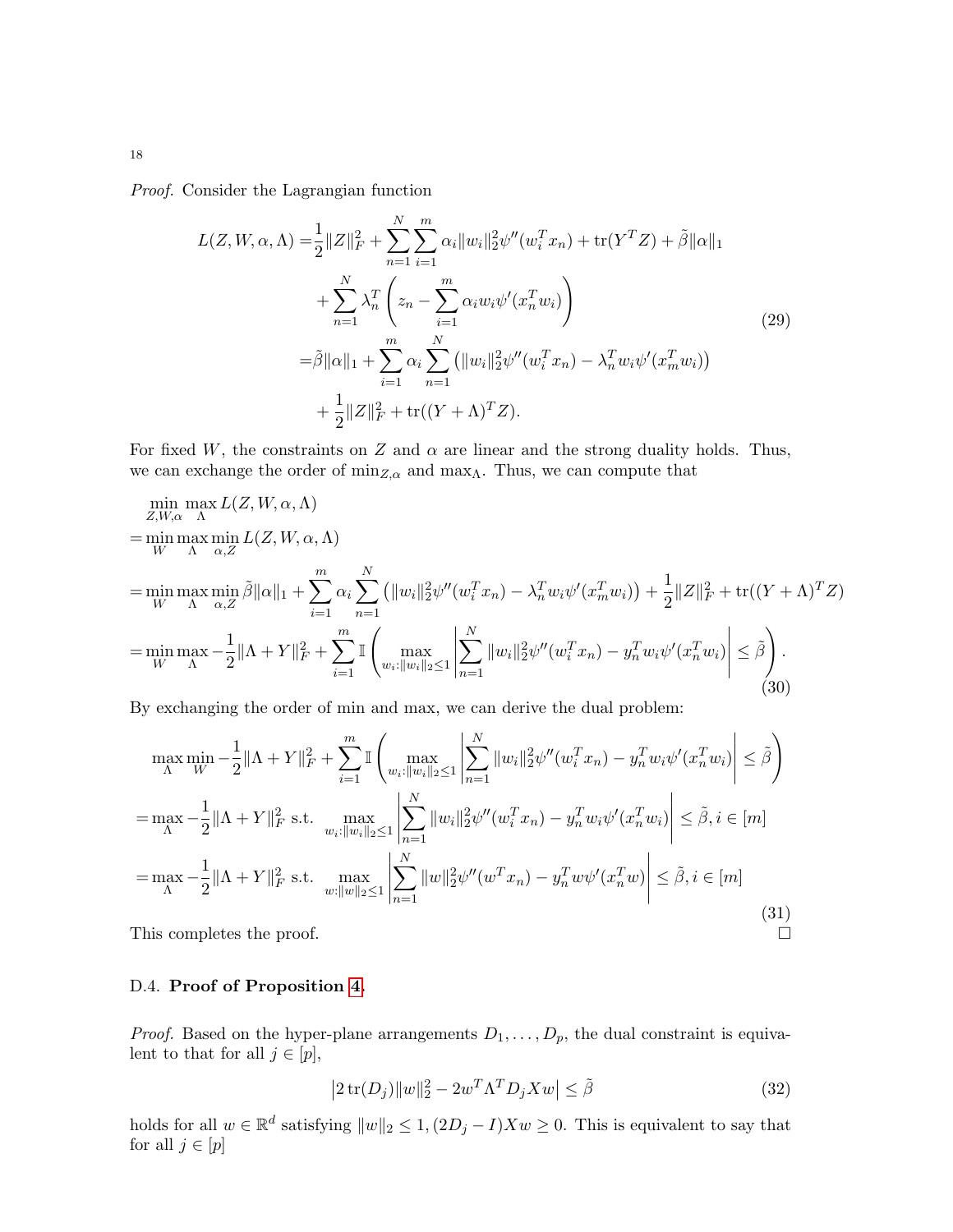*Proof.* Consider the Lagrangian function

$$
\begin{aligned}
L(Z, W, \alpha, \Lambda) =& \frac{1}{2}\|Z\|_F^2 + \sum_{n=1}^N \sum_{i=1}^m \alpha_i \|w_i\|_2^2 \psi''(w_i^T x_n) + \operatorname{tr}(Y^T Z) + \tilde{\beta}\|\alpha\|_1 \\
&+ \sum_{n=1}^N \lambda_n^T \left( z_n - \sum_{i=1}^m \alpha_i w_i \psi'(x_n^T w_i) \right) \\
=& \tilde{\beta}\|\alpha\|_1 + \sum_{i=1}^m \alpha_i \sum_{n=1}^N \left( \|w_i\|_2^2 \psi''(w_i^T x_n) - \lambda_n^T w_i \psi'(x_m^T w_i) \right) \\
&+ \frac{1}{2}\|Z\|_F^2 + \operatorname{tr}((Y+\Lambda)^T Z).
\end{aligned}
\tag{29}
$$

For fixed $W$, the constraints on $Z$ and $\alpha$ are linear and the strong duality holds. Thus, we can exchange the order of $\min_{Z,\alpha}$ and $\max_\Lambda$. Thus, we can compute that

$$
\begin{aligned}
&\min_{Z,W,\alpha} \max_{\Lambda} L(Z, W, \alpha, \Lambda) \\
=& \min_W \max_\Lambda \min_{\alpha, Z} L(Z, W, \alpha, \Lambda) \\
=& \min_W \max_\Lambda \min_{\alpha, Z} \tilde{\beta}\|\alpha\|_1 + \sum_{i=1}^m \alpha_i \sum_{n=1}^N \left( \|w_i\|_2^2 \psi''(w_i^T x_n) - \lambda_n^T w_i \psi'(x_m^T w_i) \right) + \frac{1}{2}\|Z\|_F^2 + \operatorname{tr}((Y+\Lambda)^T Z) \\
=& \min_W \max_\Lambda -\frac{1}{2}\|\Lambda + Y\|_F^2 + \sum_{i=1}^m \mathbb{I}\left( \max_{w_i : \|w_i\|_2 \le 1} \left| \sum_{n=1}^N \|w_i\|_2^2 \psi''(w_i^T x_n) - y_n^T w_i \psi'(x_n^T w_i) \right| \le \tilde{\beta} \right).
\end{aligned}
\tag{30}
$$

By exchanging the order of min and max, we can derive the dual problem:

$$
\begin{aligned}
&\max_\Lambda \min_W -\frac{1}{2}\|\Lambda + Y\|_F^2 + \sum_{i=1}^m \mathbb{I}\left( \max_{w_i : \|w_i\|_2 \le 1} \left| \sum_{n=1}^N \|w_i\|_2^2 \psi''(w_i^T x_n) - y_n^T w_i \psi'(x_n^T w_i) \right| \le \tilde{\beta} \right) \\
=& \max_\Lambda -\frac{1}{2}\|\Lambda + Y\|_F^2 \text{ s.t. } \max_{w_i : \|w_i\|_2 \le 1} \left| \sum_{n=1}^N \|w_i\|_2^2 \psi''(w_i^T x_n) - y_n^T w_i \psi'(x_n^T w_i) \right| \le \tilde{\beta}, i \in [m] \\
=& \max_\Lambda -\frac{1}{2}\|\Lambda + Y\|_F^2 \text{ s.t. } \max_{w : \|w\|_2 \le 1} \left| \sum_{n=1}^N \|w\|_2^2 \psi''(w^T x_n) - y_n^T w \psi'(x_n^T w) \right| \le \tilde{\beta}, i \in [m]
\end{aligned}
\tag{31}
$$

This completes the proof. $\square$

### D.4. **Proof of Proposition 4.**

*Proof.* Based on the hyper-plane arrangements $D_1, \dots, D_p$, the dual constraint is equivalent to that for all $j \in [p]$,

$$
\left| 2\operatorname{tr}(D_j)\|w\|_2^2 - 2w^T \Lambda^T D_j X w \right| \le \tilde{\beta}
\tag{32}
$$

holds for all $w \in \mathbb{R}^d$ satisfying $\|w\|_2 \le 1, (2D_j - I)Xw \ge 0$. This is equivalent to say that for all $j \in [p]$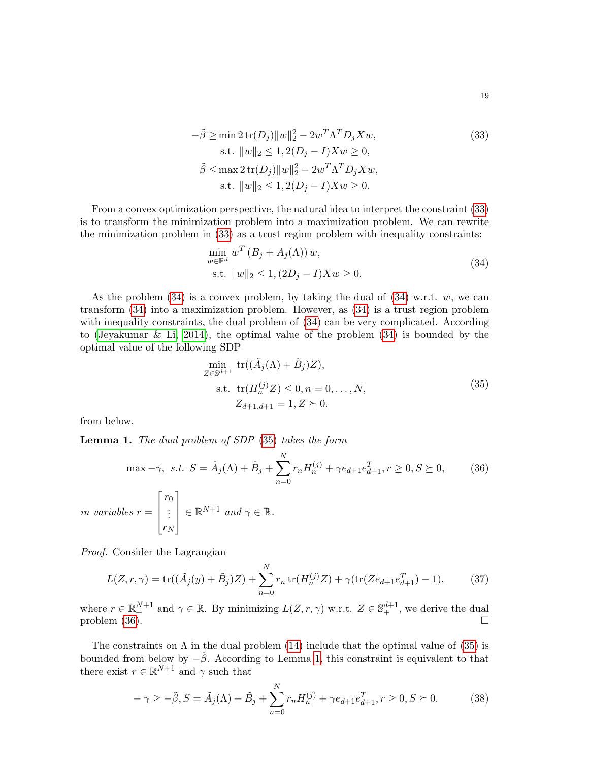$$
\begin{aligned}
-\tilde{\beta} \geq & \min 2\operatorname{tr}(D_j)\|w\|_2^2 - 2w^T\Lambda^T D_j X w, \\
& \text{s.t. } \|w\|_2 \leq 1, 2(D_j - I)Xw \geq 0, \\
\tilde{\beta} \leq & \max 2\operatorname{tr}(D_j)\|w\|_2^2 - 2w^T\Lambda^T D_j X w, \\
& \text{s.t. } \|w\|_2 \leq 1, 2(D_j - I)Xw \geq 0.
\end{aligned}
\tag{33}
$$

From a convex optimization perspective, the natural idea to interpret the constraint (33) is to transform the minimization problem into a maximization problem. We can rewrite the minimization problem in (33) as a trust region problem with inequality constraints:

$$
\begin{aligned}
& \min_{w \in \mathbb{R}^d} w^T \left(B_j + A_j(\Lambda)\right) w, \\
& \text{s.t. } \|w\|_2 \leq 1, (2D_j - I)Xw \geq 0.
\end{aligned}
\tag{34}
$$

As the problem (34) is a convex problem, by taking the dual of (34) w.r.t. $w$, we can transform (34) into a maximization problem. However, as (34) is a trust region problem with inequality constraints, the dual problem of (34) can be very complicated. According to (Jeyakumar & Li, 2014), the optimal value of the problem (34) is bounded by the optimal value of the following SDP

$$
\begin{aligned}
\min_{Z \in \mathbb{S}^{d+1}} \; & \operatorname{tr}((\tilde{A}_j(\Lambda) + \tilde{B}_j)Z), \\
\text{s.t. } & \operatorname{tr}(H_n^{(j)} Z) \leq 0, n = 0, \dots, N, \\
& Z_{d+1,d+1} = 1, Z \succeq 0.
\end{aligned}
\tag{35}
$$

from below.

**Lemma 1.** *The dual problem of SDP (35) takes the form*

$$
\max -\gamma, \;\; s.t. \;\; S = \tilde{A}_j(\Lambda) + \tilde{B}_j + \sum_{n=0}^{N} r_n H_n^{(j)} + \gamma e_{d+1}e_{d+1}^T, r \geq 0, S \succeq 0,
\tag{36}
$$

*in variables* $r = \begin{bmatrix} r_0 \\ \vdots \\ r_N \end{bmatrix} \in \mathbb{R}^{N+1}$ *and* $\gamma \in \mathbb{R}$.

*Proof.* Consider the Lagrangian

$$
L(Z, r, \gamma) = \operatorname{tr}((\tilde{A}_j(y) + \tilde{B}_j)Z) + \sum_{n=0}^{N} r_n \operatorname{tr}(H_n^{(j)} Z) + \gamma(\operatorname{tr}(Z e_{d+1}e_{d+1}^T) - 1),
\tag{37}
$$

where $r \in \mathbb{R}_+^{N+1}$ and $\gamma \in \mathbb{R}$. By minimizing $L(Z, r, \gamma)$ w.r.t. $Z \in \mathbb{S}_+^{d+1}$, we derive the dual problem (36). □

The constraints on $\Lambda$ in the dual problem (14) include that the optimal value of (35) is bounded from below by $-\tilde{\beta}$. According to Lemma 1, this constraint is equivalent to that there exist $r \in \mathbb{R}^{N+1}$ and $\gamma$ such that

$$
-\gamma \geq -\tilde{\beta}, S = \tilde{A}_j(\Lambda) + \tilde{B}_j + \sum_{n=0}^{N} r_n H_n^{(j)} + \gamma e_{d+1}e_{d+1}^T, r \geq 0, S \succeq 0.
\tag{38}
$$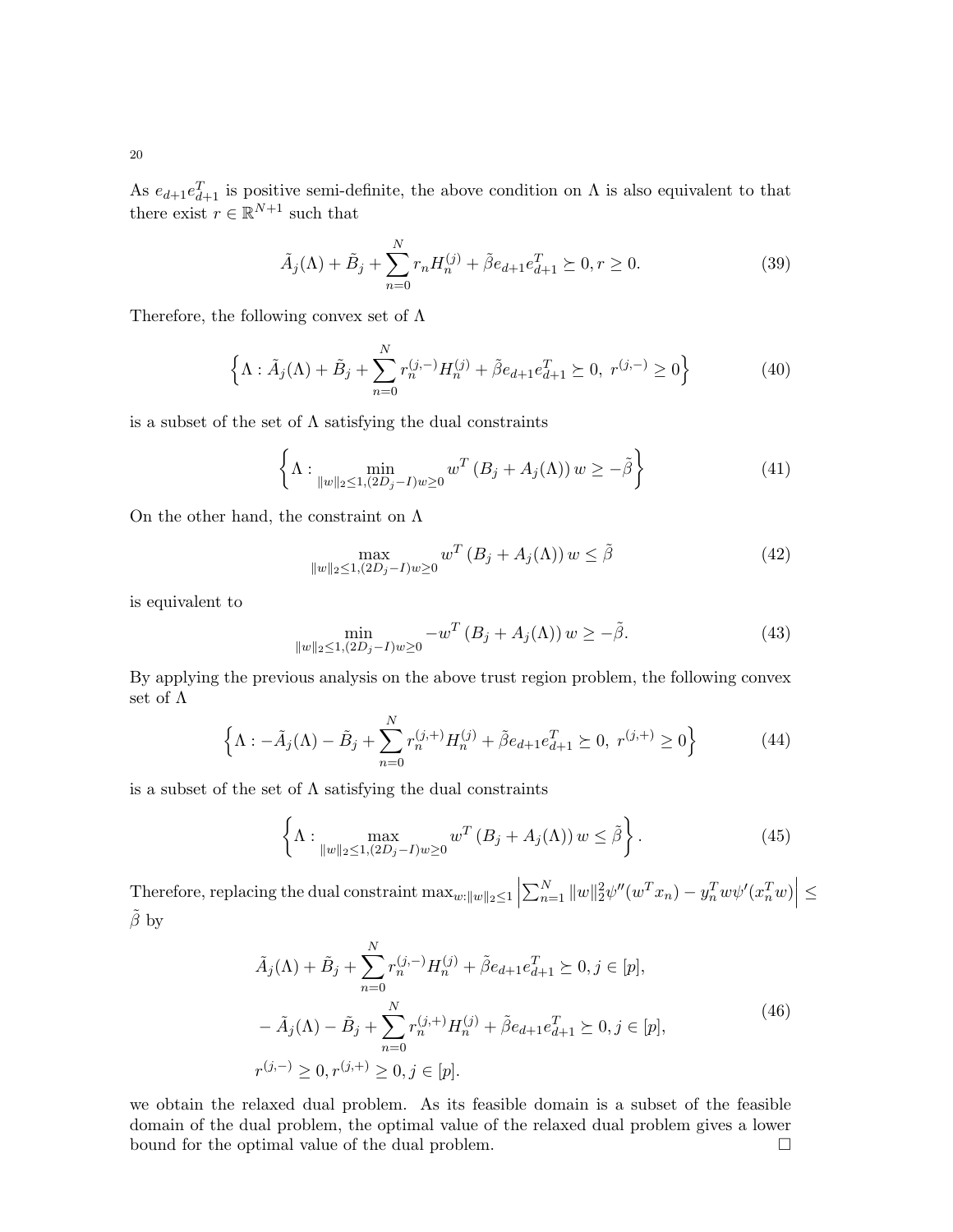As $e_{d+1}e_{d+1}^T$ is positive semi-definite, the above condition on $\Lambda$ is also equivalent to that there exist $r \in \mathbb{R}^{N+1}$ such that

$$\tilde{A}_j(\Lambda) + \tilde{B}_j + \sum_{n=0}^{N} r_n H_n^{(j)} + \tilde{\beta} e_{d+1}e_{d+1}^T \succeq 0, r \geq 0. \tag{39}$$

Therefore, the following convex set of $\Lambda$

$$\left\{ \Lambda : \tilde{A}_j(\Lambda) + \tilde{B}_j + \sum_{n=0}^{N} r_n^{(j,-)} H_n^{(j)} + \tilde{\beta} e_{d+1}e_{d+1}^T \succeq 0,\ r^{(j,-)} \geq 0 \right\} \tag{40}$$

is a subset of the set of $\Lambda$ satisfying the dual constraints

$$\left\{ \Lambda : \min_{\|w\|_2 \leq 1, (2D_j - I)w \geq 0} w^T \left(B_j + A_j(\Lambda)\right) w \geq -\tilde{\beta} \right\} \tag{41}$$

On the other hand, the constraint on $\Lambda$

$$\max_{\|w\|_2 \leq 1, (2D_j - I)w \geq 0} w^T \left(B_j + A_j(\Lambda)\right) w \leq \tilde{\beta} \tag{42}$$

is equivalent to

$$\min_{\|w\|_2 \leq 1, (2D_j - I)w \geq 0} -w^T \left(B_j + A_j(\Lambda)\right) w \geq -\tilde{\beta}. \tag{43}$$

By applying the previous analysis on the above trust region problem, the following convex set of $\Lambda$

$$\left\{ \Lambda : -\tilde{A}_j(\Lambda) - \tilde{B}_j + \sum_{n=0}^{N} r_n^{(j,+)} H_n^{(j)} + \tilde{\beta} e_{d+1}e_{d+1}^T \succeq 0,\ r^{(j,+)} \geq 0 \right\} \tag{44}$$

is a subset of the set of $\Lambda$ satisfying the dual constraints

$$\left\{ \Lambda : \max_{\|w\|_2 \leq 1, (2D_j - I)w \geq 0} w^T \left(B_j + A_j(\Lambda)\right) w \leq \tilde{\beta} \right\}. \tag{45}$$

Therefore, replacing the dual constraint $\max_{w:\|w\|_2 \leq 1} \left| \sum_{n=1}^{N} \|w\|_2^2 \psi''(w^T x_n) - y_n^T w \psi'(x_n^T w) \right| \leq \tilde{\beta}$ by

$$\begin{aligned}
&\tilde{A}_j(\Lambda) + \tilde{B}_j + \sum_{n=0}^{N} r_n^{(j,-)} H_n^{(j)} + \tilde{\beta} e_{d+1}e_{d+1}^T \succeq 0, j \in [p], \\
&-\tilde{A}_j(\Lambda) - \tilde{B}_j + \sum_{n=0}^{N} r_n^{(j,+)} H_n^{(j)} + \tilde{\beta} e_{d+1}e_{d+1}^T \succeq 0, j \in [p], \\
&r^{(j,-)} \geq 0, r^{(j,+)} \geq 0, j \in [p].
\end{aligned} \tag{46}$$

we obtain the relaxed dual problem. As its feasible domain is a subset of the feasible domain of the dual problem, the optimal value of the relaxed dual problem gives a lower bound for the optimal value of the dual problem. $\square$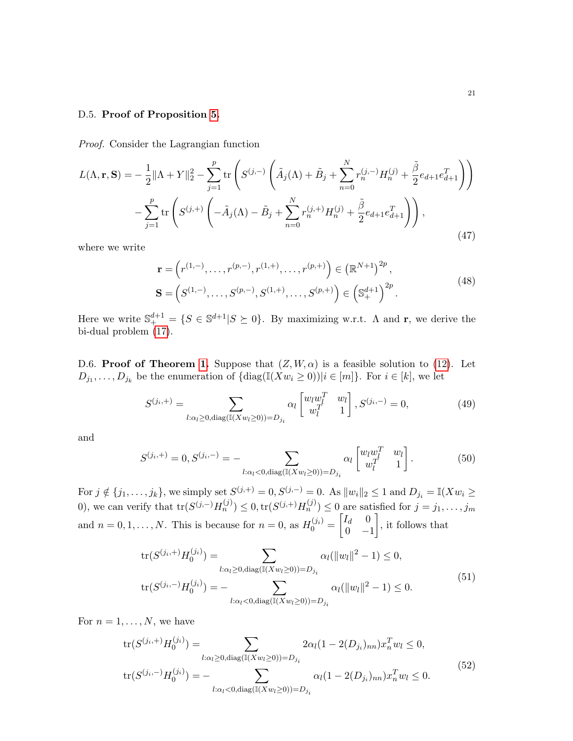D.5. **Proof of Proposition 5.**

*Proof.* Consider the Lagrangian function

$$
\begin{aligned}
L(\Lambda, \mathbf{r}, \mathbf{S}) = &-\frac{1}{2}\|\Lambda + Y\|_2^2 - \sum_{j=1}^{p} \operatorname{tr}\left(S^{(j,-)}\left(\tilde{A}_j(\Lambda) + \tilde{B}_j + \sum_{n=0}^{N} r_n^{(j,-)} H_n^{(j)} + \frac{\tilde{\beta}}{2} e_{d+1} e_{d+1}^T\right)\right) \\
&- \sum_{j=1}^{p} \operatorname{tr}\left(S^{(j,+)}\left(-\tilde{A}_j(\Lambda) - \tilde{B}_j + \sum_{n=0}^{N} r_n^{(j,+)} H_n^{(j)} + \frac{\tilde{\beta}}{2} e_{d+1} e_{d+1}^T\right)\right),
\end{aligned}
\tag{47}
$$

where we write

$$
\begin{aligned}
\mathbf{r} &= \left(r^{(1,-)}, \dots, r^{(p,-)}, r^{(1,+)}, \dots, r^{(p,+)}\right) \in \left(\mathbb{R}^{N+1}\right)^{2p}, \\
\mathbf{S} &= \left(S^{(1,-)}, \dots, S^{(p,-)}, S^{(1,+)}, \dots, S^{(p,+)}\right) \in \left(\mathbb{S}_+^{d+1}\right)^{2p}.
\end{aligned}
\tag{48}
$$

Here we write $\mathbb{S}_+^{d+1} = \{S \in \mathbb{S}^{d+1} | S \succeq 0\}$. By maximizing w.r.t. $\Lambda$ and $\mathbf{r}$, we derive the bi-dual problem (17).

D.6. **Proof of Theorem 1.** Suppose that $(Z, W, \alpha)$ is a feasible solution to (12). Let $D_{j_1}, \dots, D_{j_k}$ be the enumeration of $\{\operatorname{diag}(\mathbb{I}(Xw_i \geq 0)) | i \in [m]\}$. For $i \in [k]$, we let

$$
S^{(j_i,+)} = \sum_{l: \alpha_l \geq 0, \operatorname{diag}(\mathbb{I}(Xw_l \geq 0)) = D_{j_i}} \alpha_l \begin{bmatrix} w_l w_l^T & w_l \\ w_l^T & 1 \end{bmatrix}, S^{(j_i,-)} = 0,
\tag{49}
$$

and

$$
S^{(j_i,+)} = 0, S^{(j_i,-)} = -\sum_{l: \alpha_l < 0, \operatorname{diag}(\mathbb{I}(Xw_l \geq 0)) = D_{j_i}} \alpha_l \begin{bmatrix} w_l w_l^T & w_l \\ w_l^T & 1 \end{bmatrix}.
\tag{50}
$$

For $j \notin \{j_1, \dots, j_k\}$, we simply set $S^{(j,+)} = 0, S^{(j,-)} = 0$. As $\|w_i\|_2 \leq 1$ and $D_{j_i} = \mathbb{I}(Xw_i \geq 0)$, we can verify that $\operatorname{tr}(S^{(j,-)} H_n^{(j)}) \leq 0, \operatorname{tr}(S^{(j,+)} H_n^{(j)}) \leq 0$ are satisfied for $j = j_1, \dots, j_m$ and $n = 0, 1, \dots, N$. This is because for $n = 0$, as $H_0^{(j_i)} = \begin{bmatrix} I_d & 0 \\ 0 & -1 \end{bmatrix}$, it follows that

$$
\begin{aligned}
\operatorname{tr}(S^{(j_i,+)} H_0^{(j_i)}) &= \sum_{l: \alpha_l \geq 0, \operatorname{diag}(\mathbb{I}(Xw_l \geq 0)) = D_{j_i}} \alpha_l (\|w_l\|^2 - 1) \leq 0, \\
\operatorname{tr}(S^{(j_i,-)} H_0^{(j_i)}) &= -\sum_{l: \alpha_l < 0, \operatorname{diag}(\mathbb{I}(Xw_l \geq 0)) = D_{j_i}} \alpha_l (\|w_l\|^2 - 1) \leq 0.
\end{aligned}
\tag{51}
$$

For $n = 1, \dots, N$, we have

$$
\begin{aligned}
\operatorname{tr}(S^{(j_i,+)} H_0^{(j_i)}) &= \sum_{l: \alpha_l \geq 0, \operatorname{diag}(\mathbb{I}(Xw_l \geq 0)) = D_{j_i}} 2\alpha_l (1 - 2(D_{j_i})_{nn}) x_n^T w_l \leq 0, \\
\operatorname{tr}(S^{(j_i,-)} H_0^{(j_i)}) &= -\sum_{l: \alpha_l < 0, \operatorname{diag}(\mathbb{I}(Xw_l \geq 0)) = D_{j_i}} \alpha_l (1 - 2(D_{j_i})_{nn}) x_n^T w_l \leq 0.
\end{aligned}
\tag{52}
$$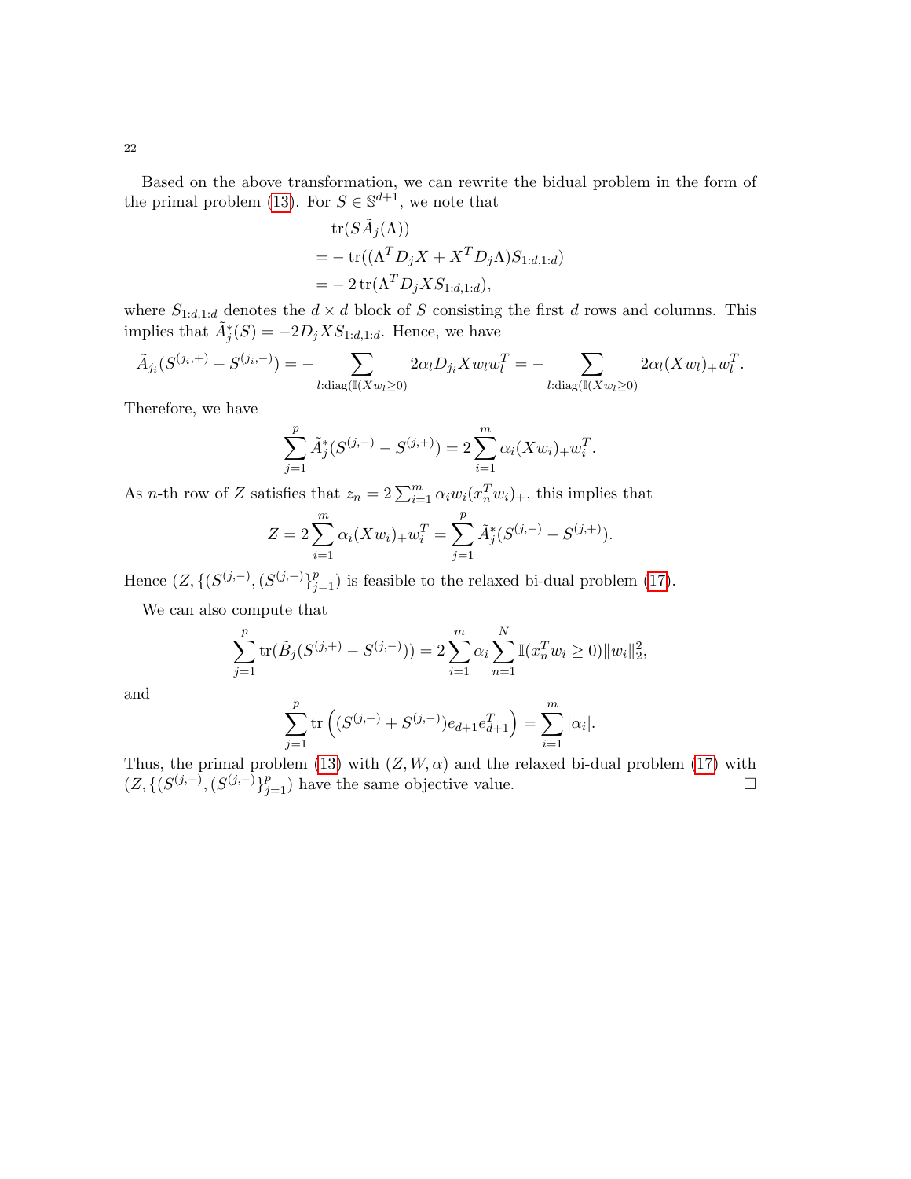Based on the above transformation, we can rewrite the bidual problem in the form of the primal problem (13). For $S \in \mathbb{S}^{d+1}$, we note that

$$
\begin{aligned}
&\operatorname{tr}(S\tilde{A}_j(\Lambda)) \\
=& -\operatorname{tr}((\Lambda^T D_j X + X^T D_j \Lambda) S_{1:d,1:d}) \\
=& -2\operatorname{tr}(\Lambda^T D_j X S_{1:d,1:d}),
\end{aligned}
$$

where $S_{1:d,1:d}$ denotes the $d \times d$ block of $S$ consisting the first $d$ rows and columns. This implies that $\tilde{A}_j^*(S) = -2D_j X S_{1:d,1:d}$. Hence, we have

$$
\tilde{A}_{j_i}(S^{(j_i,+)} - S^{(j_i,-)}) = -\sum_{l:\operatorname{diag}(\mathbb{I}(Xw_l \geq 0)} 2\alpha_l D_{j_i} X w_l w_l^T = -\sum_{l:\operatorname{diag}(\mathbb{I}(Xw_l \geq 0)} 2\alpha_l (Xw_l)_+ w_l^T.
$$

Therefore, we have

$$
\sum_{j=1}^{p} \tilde{A}_j^*(S^{(j,-)} - S^{(j,+)}) = 2\sum_{i=1}^{m} \alpha_i (Xw_i)_+ w_i^T.
$$

As $n$-th row of $Z$ satisfies that $z_n = 2\sum_{i=1}^m \alpha_i w_i (x_n^T w_i)_+$, this implies that

$$
Z = 2\sum_{i=1}^{m} \alpha_i (Xw_i)_+ w_i^T = \sum_{j=1}^{p} \tilde{A}_j^*(S^{(j,-)} - S^{(j,+)}).
$$

Hence $(Z, \{(S^{(j,-)}, (S^{(j,-)}\}_{j=1}^p)$ is feasible to the relaxed bi-dual problem (17).

We can also compute that

$$
\sum_{j=1}^{p} \operatorname{tr}(\tilde{B}_j(S^{(j,+)} - S^{(j,-)})) = 2\sum_{i=1}^{m} \alpha_i \sum_{n=1}^{N} \mathbb{I}(x_n^T w_i \geq 0)\|w_i\|_2^2,
$$

and

$$
\sum_{j=1}^{p} \operatorname{tr}\left((S^{(j,+)} + S^{(j,-)})e_{d+1}e_{d+1}^T\right) = \sum_{i=1}^{m} |\alpha_i|.
$$

Thus, the primal problem (13) with $(Z, W, \alpha)$ and the relaxed bi-dual problem (17) with $(Z, \{(S^{(j,-)}, (S^{(j,-)}\}_{j=1}^p)$ have the same objective value. $\square$